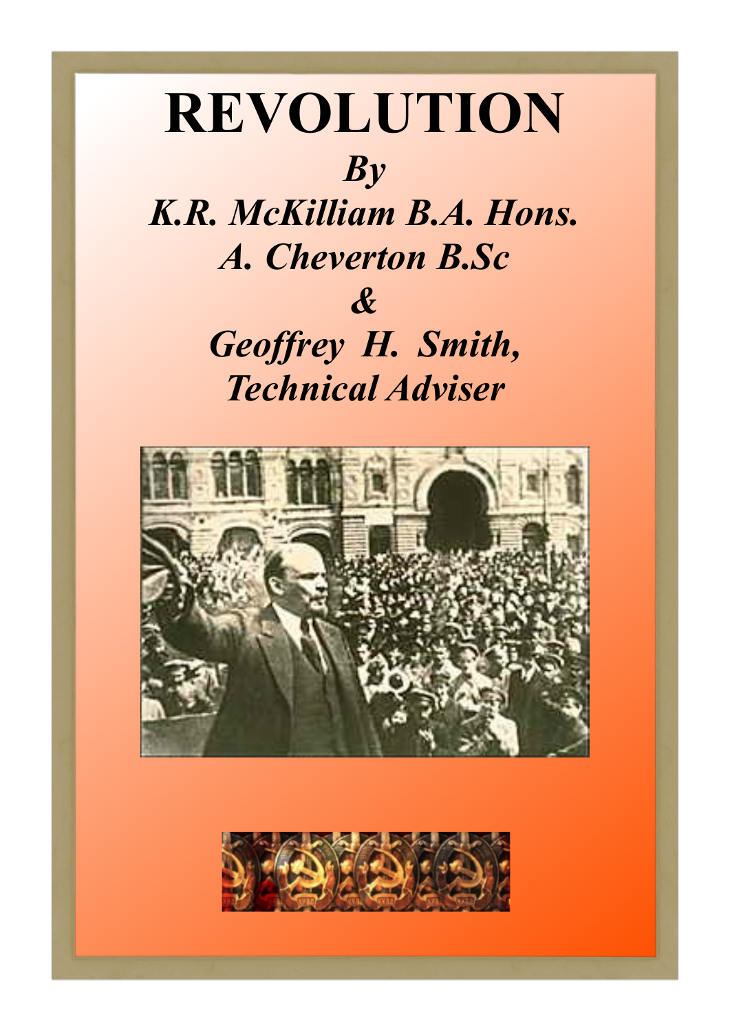# REVOLUTION

***By***

***K.R. McKilliam B.A. Hons.***

***A. Cheverton B.Sc***

***&***

***Geoffrey H. Smith,***

***Technical Adviser***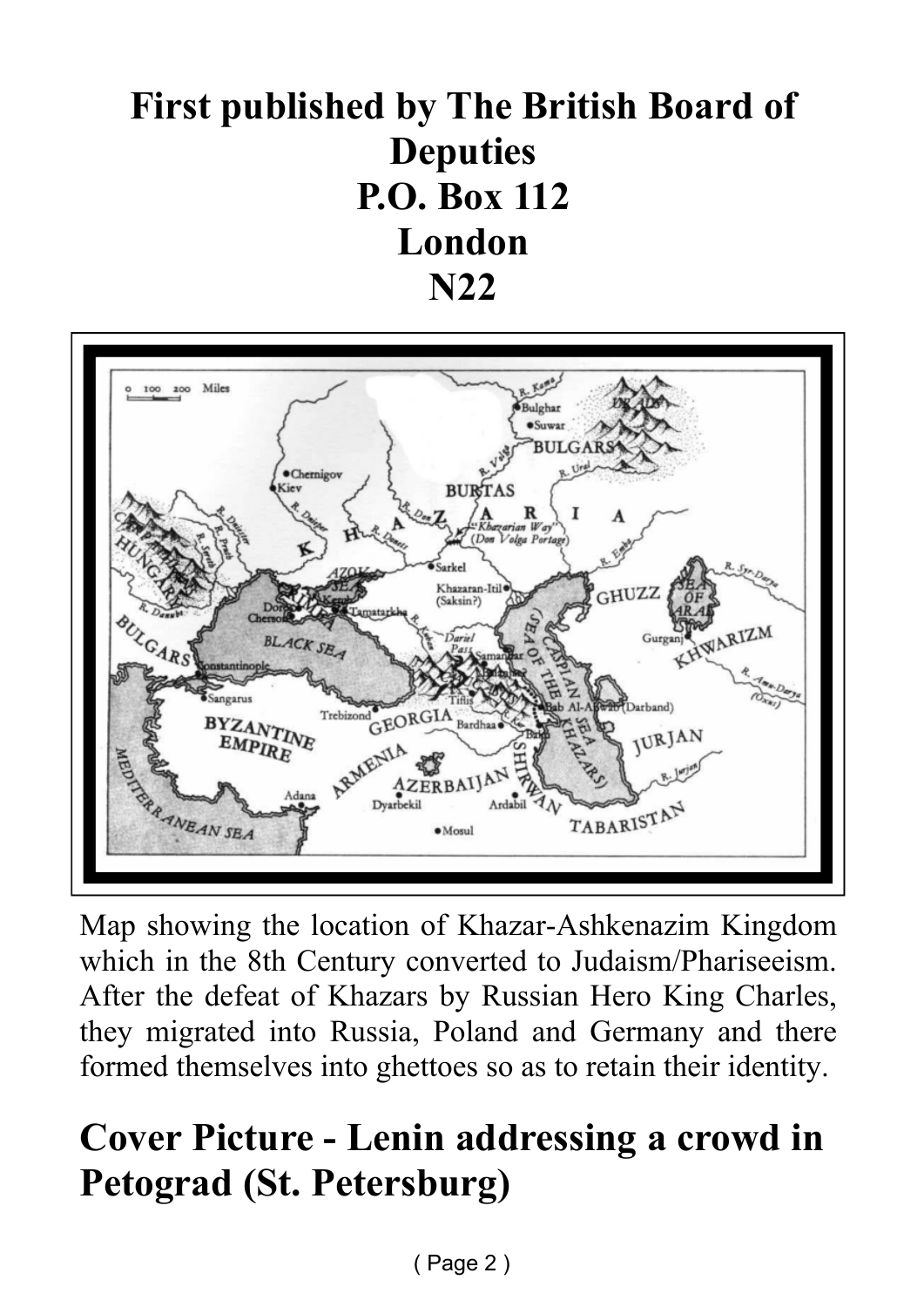# First published by The British Board of Deputies
# P.O. Box 112
# London
# N22

Map showing the location of Khazar-Ashkenazim Kingdom which in the 8th Century converted to Judaism/Phariseeism. After the defeat of Khazars by Russian Hero King Charles, they migrated into Russia, Poland and Germany and there formed themselves into ghettoes so as to retain their identity.

## Cover Picture - Lenin addressing a crowd in Petograd (St. Petersburg)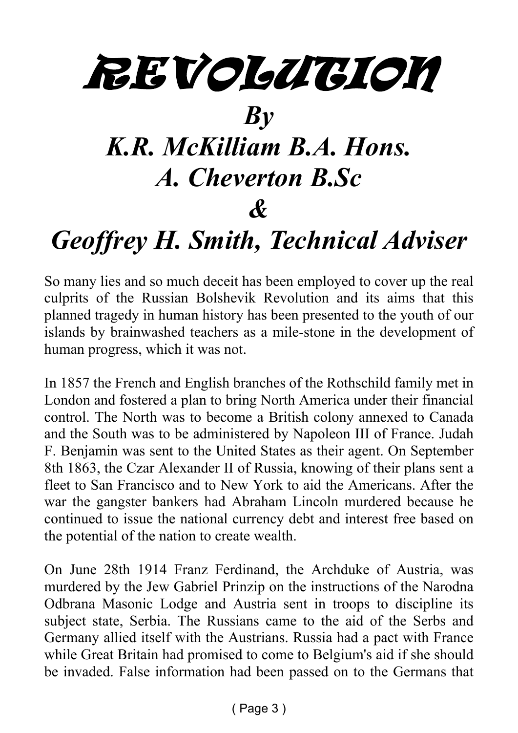# REVOLUTION

## *By*
## *K.R. McKilliam B.A. Hons.*
## *A. Cheverton B.Sc*
## *&*
## *Geoffrey H. Smith, Technical Adviser*

So many lies and so much deceit has been employed to cover up the real culprits of the Russian Bolshevik Revolution and its aims that this planned tragedy in human history has been presented to the youth of our islands by brainwashed teachers as a mile-stone in the development of human progress, which it was not.

In 1857 the French and English branches of the Rothschild family met in London and fostered a plan to bring North America under their financial control. The North was to become a British colony annexed to Canada and the South was to be administered by Napoleon III of France. Judah F. Benjamin was sent to the United States as their agent. On September 8th 1863, the Czar Alexander II of Russia, knowing of their plans sent a fleet to San Francisco and to New York to aid the Americans. After the war the gangster bankers had Abraham Lincoln murdered because he continued to issue the national currency debt and interest free based on the potential of the nation to create wealth.

On June 28th 1914 Franz Ferdinand, the Archduke of Austria, was murdered by the Jew Gabriel Prinzip on the instructions of the Narodna Odbrana Masonic Lodge and Austria sent in troops to discipline its subject state, Serbia. The Russians came to the aid of the Serbs and Germany allied itself with the Austrians. Russia had a pact with France while Great Britain had promised to come to Belgium's aid if she should be invaded. False information had been passed on to the Germans that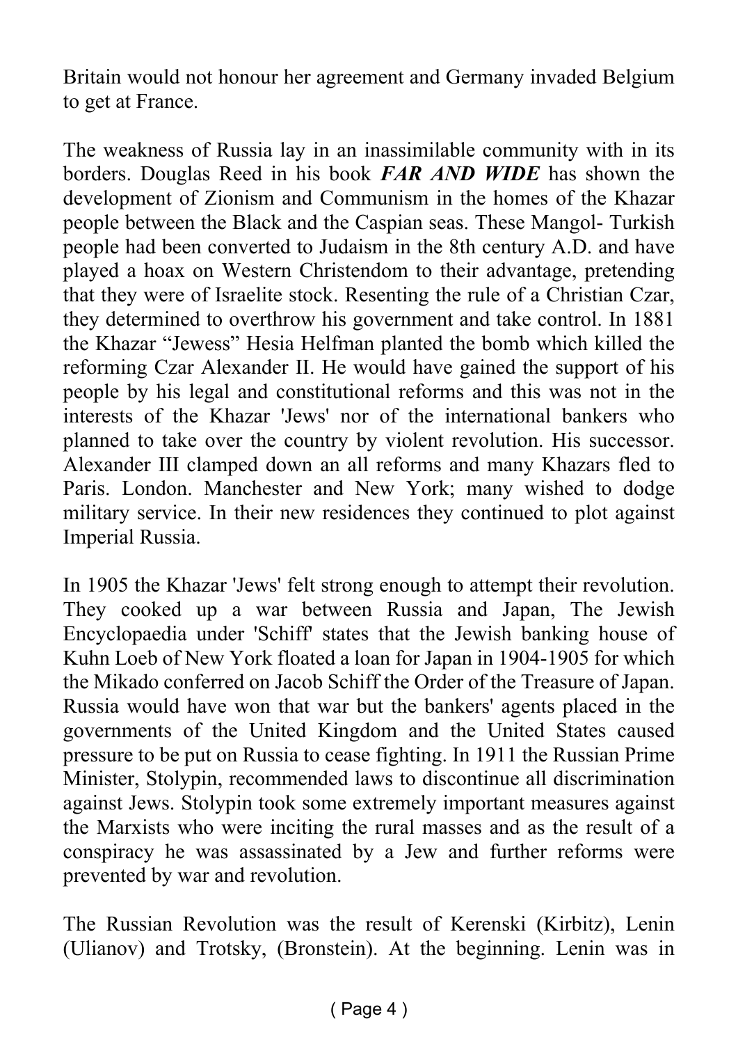Britain would not honour her agreement and Germany invaded Belgium to get at France.

The weakness of Russia lay in an inassimilable community with in its borders. Douglas Reed in his book ***FAR AND WIDE*** has shown the development of Zionism and Communism in the homes of the Khazar people between the Black and the Caspian seas. These Mangol- Turkish people had been converted to Judaism in the 8th century A.D. and have played a hoax on Western Christendom to their advantage, pretending that they were of Israelite stock. Resenting the rule of a Christian Czar, they determined to overthrow his government and take control. In 1881 the Khazar "Jewess" Hesia Helfman planted the bomb which killed the reforming Czar Alexander II. He would have gained the support of his people by his legal and constitutional reforms and this was not in the interests of the Khazar 'Jews' nor of the international bankers who planned to take over the country by violent revolution. His successor. Alexander III clamped down an all reforms and many Khazars fled to Paris. London. Manchester and New York; many wished to dodge military service. In their new residences they continued to plot against Imperial Russia.

In 1905 the Khazar 'Jews' felt strong enough to attempt their revolution. They cooked up a war between Russia and Japan, The Jewish Encyclopaedia under 'Schiff' states that the Jewish banking house of Kuhn Loeb of New York floated a loan for Japan in 1904-1905 for which the Mikado conferred on Jacob Schiff the Order of the Treasure of Japan. Russia would have won that war but the bankers' agents placed in the governments of the United Kingdom and the United States caused pressure to be put on Russia to cease fighting. In 1911 the Russian Prime Minister, Stolypin, recommended laws to discontinue all discrimination against Jews. Stolypin took some extremely important measures against the Marxists who were inciting the rural masses and as the result of a conspiracy he was assassinated by a Jew and further reforms were prevented by war and revolution.

The Russian Revolution was the result of Kerenski (Kirbitz), Lenin (Ulianov) and Trotsky, (Bronstein). At the beginning. Lenin was in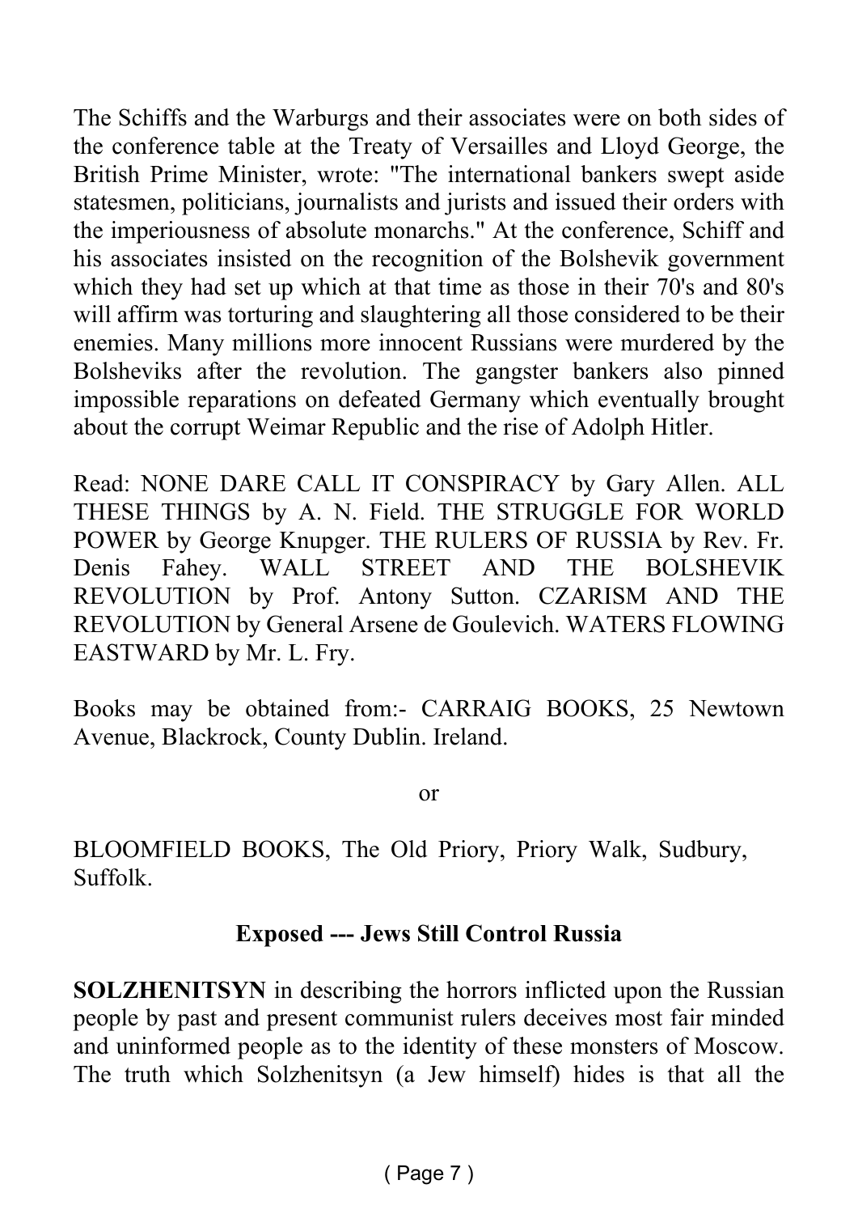The Schiffs and the Warburgs and their associates were on both sides of the conference table at the Treaty of Versailles and Lloyd George, the British Prime Minister, wrote: "The international bankers swept aside statesmen, politicians, journalists and jurists and issued their orders with the imperiousness of absolute monarchs." At the conference, Schiff and his associates insisted on the recognition of the Bolshevik government which they had set up which at that time as those in their 70's and 80's will affirm was torturing and slaughtering all those considered to be their enemies. Many millions more innocent Russians were murdered by the Bolsheviks after the revolution. The gangster bankers also pinned impossible reparations on defeated Germany which eventually brought about the corrupt Weimar Republic and the rise of Adolph Hitler.

Read: NONE DARE CALL IT CONSPIRACY by Gary Allen. ALL THESE THINGS by A. N. Field. THE STRUGGLE FOR WORLD POWER by George Knupger. THE RULERS OF RUSSIA by Rev. Fr. Denis Fahey. WALL STREET AND THE BOLSHEVIK REVOLUTION by Prof. Antony Sutton. CZARISM AND THE REVOLUTION by General Arsene de Goulevich. WATERS FLOWING EASTWARD by Mr. L. Fry.

Books may be obtained from:- CARRAIG BOOKS, 25 Newtown Avenue, Blackrock, County Dublin. Ireland.

or

BLOOMFIELD BOOKS, The Old Priory, Priory Walk, Sudbury, Suffolk.

**Exposed --- Jews Still Control Russia**

**SOLZHENITSYN** in describing the horrors inflicted upon the Russian people by past and present communist rulers deceives most fair minded and uninformed people as to the identity of these monsters of Moscow. The truth which Solzhenitsyn (a Jew himself) hides is that all the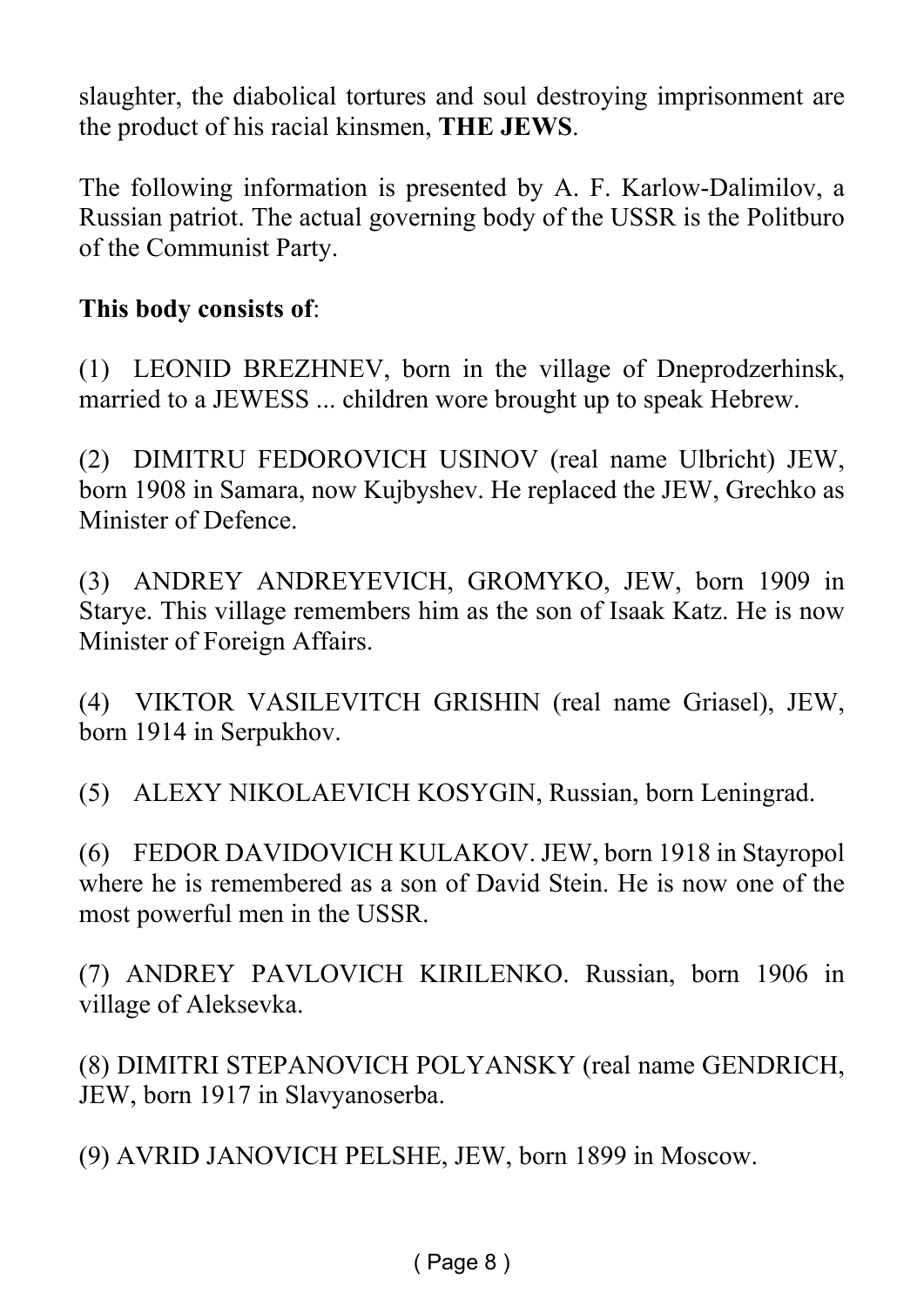slaughter, the diabolical tortures and soul destroying imprisonment are the product of his racial kinsmen, **THE JEWS**.

The following information is presented by A. F. Karlow-Dalimilov, a Russian patriot. The actual governing body of the USSR is the Politburo of the Communist Party.

**This body consists of**:

(1) LEONID BREZHNEV, born in the village of Dneprodzerhinsk, married to a JEWESS ... children wore brought up to speak Hebrew.

(2) DIMITRU FEDOROVICH USINOV (real name Ulbricht) JEW, born 1908 in Samara, now Kujbyshev. He replaced the JEW, Grechko as Minister of Defence.

(3) ANDREY ANDREYEVICH, GROMYKO, JEW, born 1909 in Starye. This village remembers him as the son of Isaak Katz. He is now Minister of Foreign Affairs.

(4) VIKTOR VASILEVITCH GRISHIN (real name Griasel), JEW, born 1914 in Serpukhov.

(5) ALEXY NIKOLAEVICH KOSYGIN, Russian, born Leningrad.

(6) FEDOR DAVIDOVICH KULAKOV. JEW, born 1918 in Stayropol where he is remembered as a son of David Stein. He is now one of the most powerful men in the USSR.

(7) ANDREY PAVLOVICH KIRILENKO. Russian, born 1906 in village of Aleksevka.

(8) DIMITRI STEPANOVICH POLYANSKY (real name GENDRICH, JEW, born 1917 in Slavyanoserba.

(9) AVRID JANOVICH PELSHE, JEW, born 1899 in Moscow.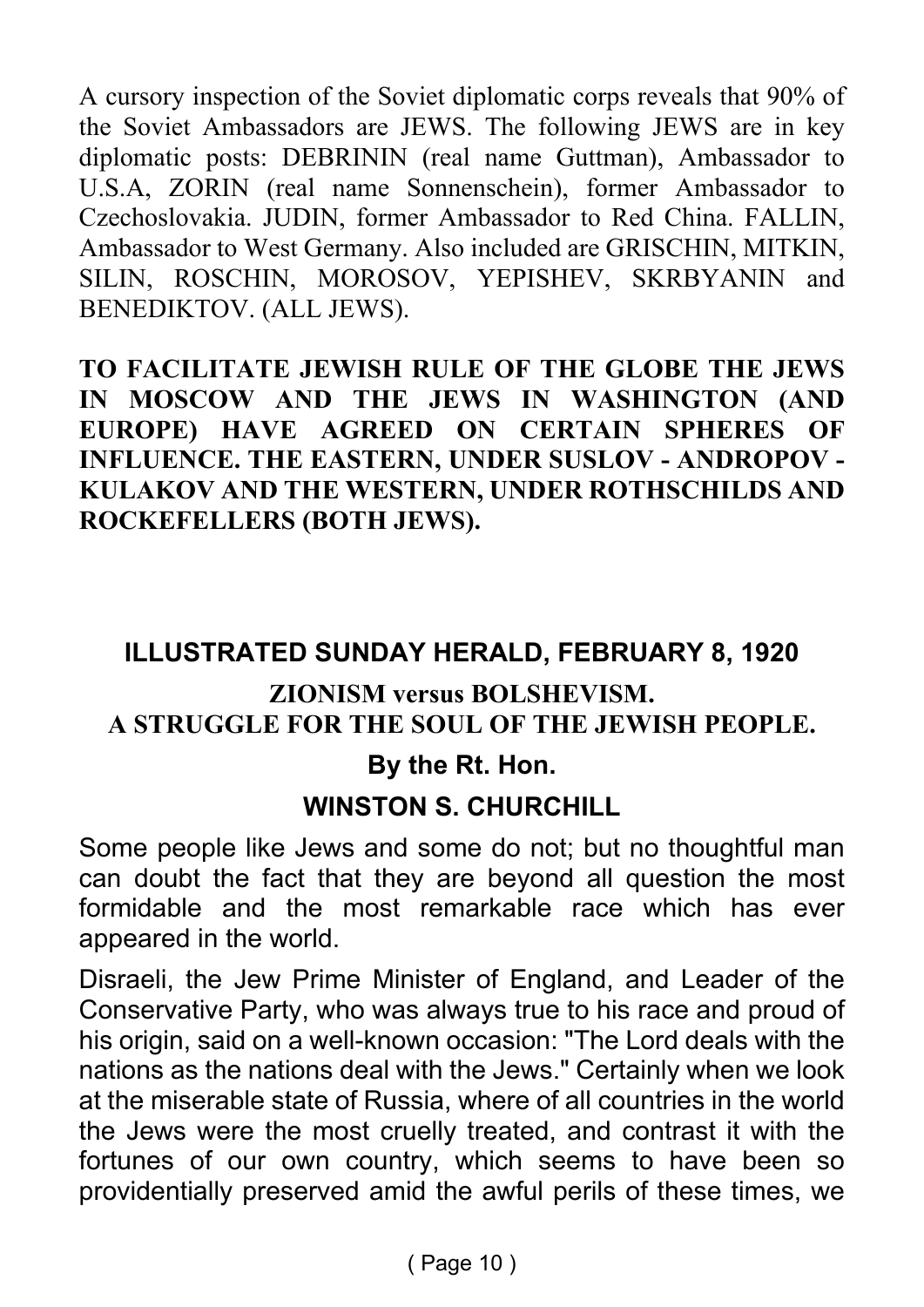A cursory inspection of the Soviet diplomatic corps reveals that 90% of the Soviet Ambassadors are JEWS. The following JEWS are in key diplomatic posts: DEBRININ (real name Guttman), Ambassador to U.S.A, ZORIN (real name Sonnenschein), former Ambassador to Czechoslovakia. JUDIN, former Ambassador to Red China. FALLIN, Ambassador to West Germany. Also included are GRISCHIN, MITKIN, SILIN, ROSCHIN, MOROSOV, YEPISHEV, SKRBYANIN and BENEDIKTOV. (ALL JEWS).

**TO FACILITATE JEWISH RULE OF THE GLOBE THE JEWS IN MOSCOW AND THE JEWS IN WASHINGTON (AND EUROPE) HAVE AGREED ON CERTAIN SPHERES OF INFLUENCE. THE EASTERN, UNDER SUSLOV - ANDROPOV - KULAKOV AND THE WESTERN, UNDER ROTHSCHILDS AND ROCKEFELLERS (BOTH JEWS).**

## ILLUSTRATED SUNDAY HERALD, FEBRUARY 8, 1920

### ZIONISM versus BOLSHEVISM.
### A STRUGGLE FOR THE SOUL OF THE JEWISH PEOPLE.

**By the Rt. Hon.**

**WINSTON S. CHURCHILL**

Some people like Jews and some do not; but no thoughtful man can doubt the fact that they are beyond all question the most formidable and the most remarkable race which has ever appeared in the world.

Disraeli, the Jew Prime Minister of England, and Leader of the Conservative Party, who was always true to his race and proud of his origin, said on a well-known occasion: "The Lord deals with the nations as the nations deal with the Jews." Certainly when we look at the miserable state of Russia, where of all countries in the world the Jews were the most cruelly treated, and contrast it with the fortunes of our own country, which seems to have been so providentially preserved amid the awful perils of these times, we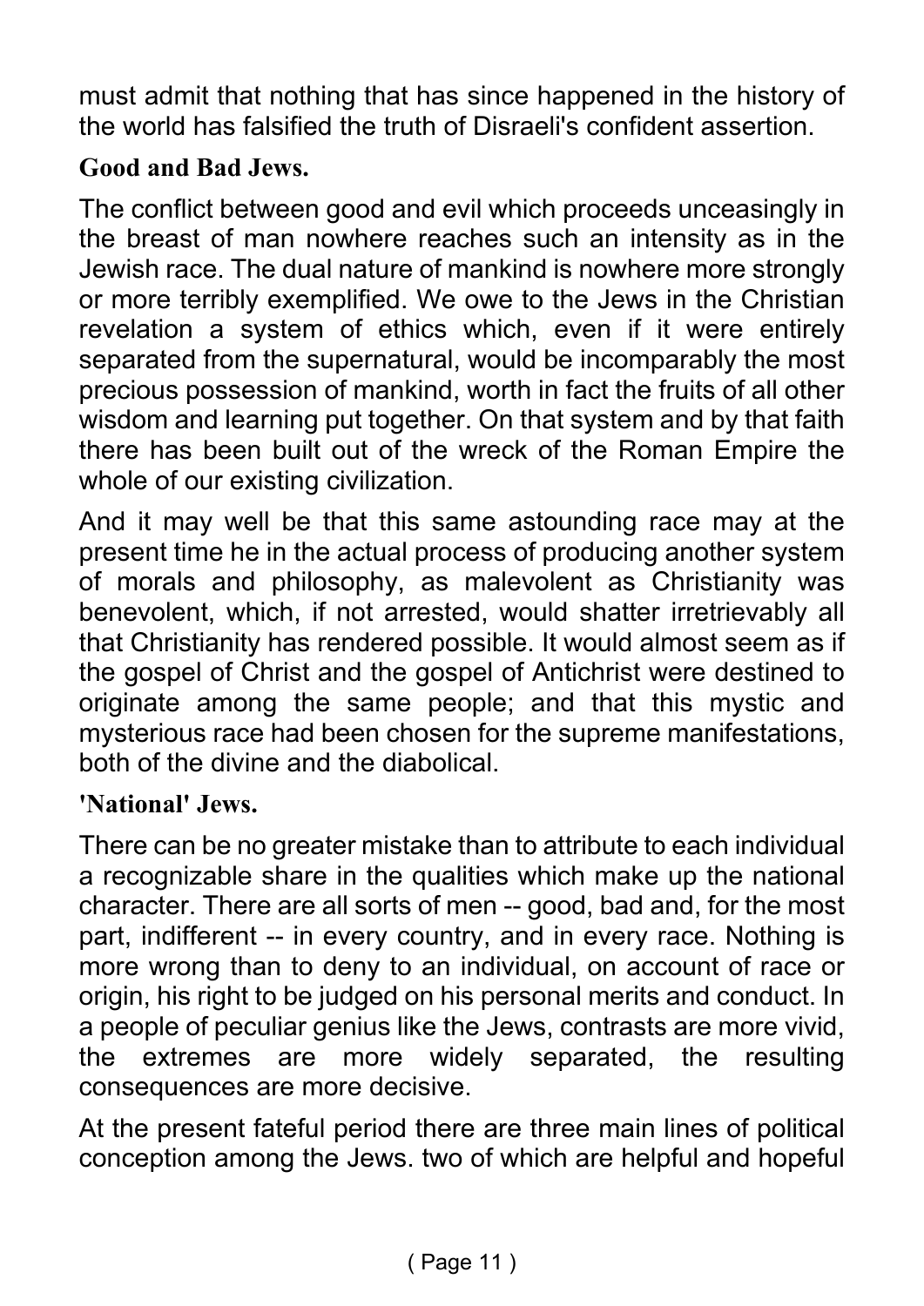must admit that nothing that has since happened in the history of the world has falsified the truth of Disraeli's confident assertion.

**Good and Bad Jews.**

The conflict between good and evil which proceeds unceasingly in the breast of man nowhere reaches such an intensity as in the Jewish race. The dual nature of mankind is nowhere more strongly or more terribly exemplified. We owe to the Jews in the Christian revelation a system of ethics which, even if it were entirely separated from the supernatural, would be incomparably the most precious possession of mankind, worth in fact the fruits of all other wisdom and learning put together. On that system and by that faith there has been built out of the wreck of the Roman Empire the whole of our existing civilization.

And it may well be that this same astounding race may at the present time he in the actual process of producing another system of morals and philosophy, as malevolent as Christianity was benevolent, which, if not arrested, would shatter irretrievably all that Christianity has rendered possible. It would almost seem as if the gospel of Christ and the gospel of Antichrist were destined to originate among the same people; and that this mystic and mysterious race had been chosen for the supreme manifestations, both of the divine and the diabolical.

**'National' Jews.**

There can be no greater mistake than to attribute to each individual a recognizable share in the qualities which make up the national character. There are all sorts of men -- good, bad and, for the most part, indifferent -- in every country, and in every race. Nothing is more wrong than to deny to an individual, on account of race or origin, his right to be judged on his personal merits and conduct. In a people of peculiar genius like the Jews, contrasts are more vivid, the extremes are more widely separated, the resulting consequences are more decisive.

At the present fateful period there are three main lines of political conception among the Jews. two of which are helpful and hopeful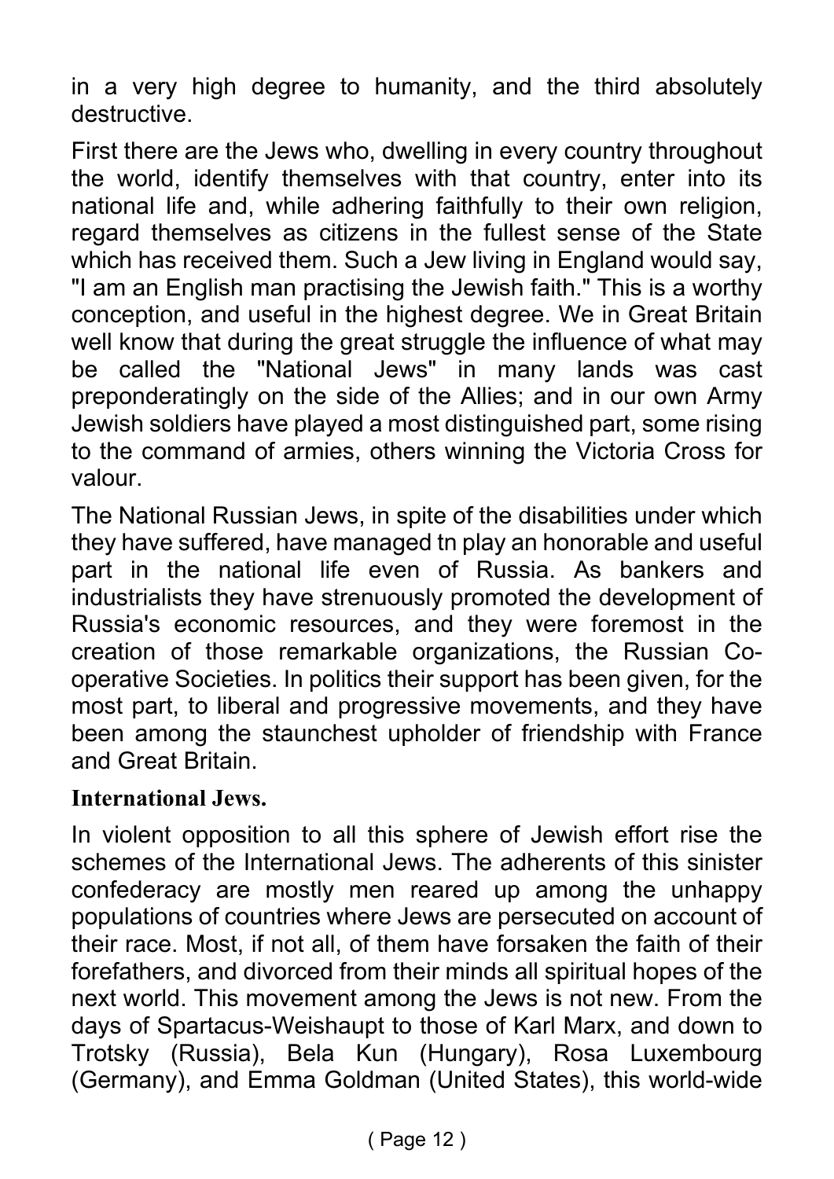in a very high degree to humanity, and the third absolutely destructive.

First there are the Jews who, dwelling in every country throughout the world, identify themselves with that country, enter into its national life and, while adhering faithfully to their own religion, regard themselves as citizens in the fullest sense of the State which has received them. Such a Jew living in England would say, "I am an English man practising the Jewish faith." This is a worthy conception, and useful in the highest degree. We in Great Britain well know that during the great struggle the influence of what may be called the "National Jews" in many lands was cast preponderatingly on the side of the Allies; and in our own Army Jewish soldiers have played a most distinguished part, some rising to the command of armies, others winning the Victoria Cross for valour.

The National Russian Jews, in spite of the disabilities under which they have suffered, have managed tn play an honorable and useful part in the national life even of Russia. As bankers and industrialists they have strenuously promoted the development of Russia's economic resources, and they were foremost in the creation of those remarkable organizations, the Russian Co-operative Societies. In politics their support has been given, for the most part, to liberal and progressive movements, and they have been among the staunchest upholder of friendship with France and Great Britain.

**International Jews.**

In violent opposition to all this sphere of Jewish effort rise the schemes of the International Jews. The adherents of this sinister confederacy are mostly men reared up among the unhappy populations of countries where Jews are persecuted on account of their race. Most, if not all, of them have forsaken the faith of their forefathers, and divorced from their minds all spiritual hopes of the next world. This movement among the Jews is not new. From the days of Spartacus-Weishaupt to those of Karl Marx, and down to Trotsky (Russia), Bela Kun (Hungary), Rosa Luxembourg (Germany), and Emma Goldman (United States), this world-wide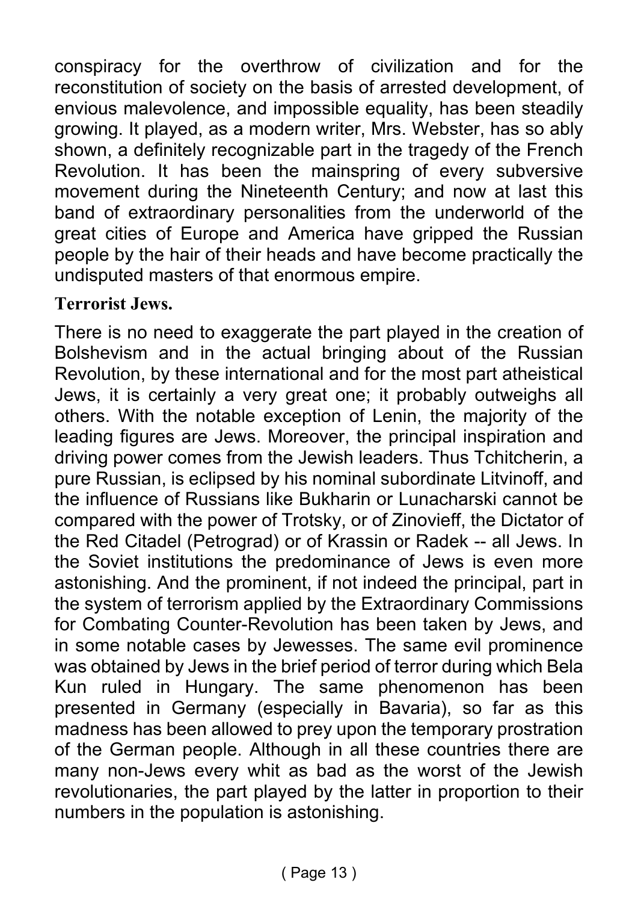conspiracy for the overthrow of civilization and for the reconstitution of society on the basis of arrested development, of envious malevolence, and impossible equality, has been steadily growing. It played, as a modern writer, Mrs. Webster, has so ably shown, a definitely recognizable part in the tragedy of the French Revolution. It has been the mainspring of every subversive movement during the Nineteenth Century; and now at last this band of extraordinary personalities from the underworld of the great cities of Europe and America have gripped the Russian people by the hair of their heads and have become practically the undisputed masters of that enormous empire.

**Terrorist Jews.**

There is no need to exaggerate the part played in the creation of Bolshevism and in the actual bringing about of the Russian Revolution, by these international and for the most part atheistical Jews, it is certainly a very great one; it probably outweighs all others. With the notable exception of Lenin, the majority of the leading figures are Jews. Moreover, the principal inspiration and driving power comes from the Jewish leaders. Thus Tchitcherin, a pure Russian, is eclipsed by his nominal subordinate Litvinoff, and the influence of Russians like Bukharin or Lunacharski cannot be compared with the power of Trotsky, or of Zinovieff, the Dictator of the Red Citadel (Petrograd) or of Krassin or Radek -- all Jews. In the Soviet institutions the predominance of Jews is even more astonishing. And the prominent, if not indeed the principal, part in the system of terrorism applied by the Extraordinary Commissions for Combating Counter-Revolution has been taken by Jews, and in some notable cases by Jewesses. The same evil prominence was obtained by Jews in the brief period of terror during which Bela Kun ruled in Hungary. The same phenomenon has been presented in Germany (especially in Bavaria), so far as this madness has been allowed to prey upon the temporary prostration of the German people. Although in all these countries there are many non-Jews every whit as bad as the worst of the Jewish revolutionaries, the part played by the latter in proportion to their numbers in the population is astonishing.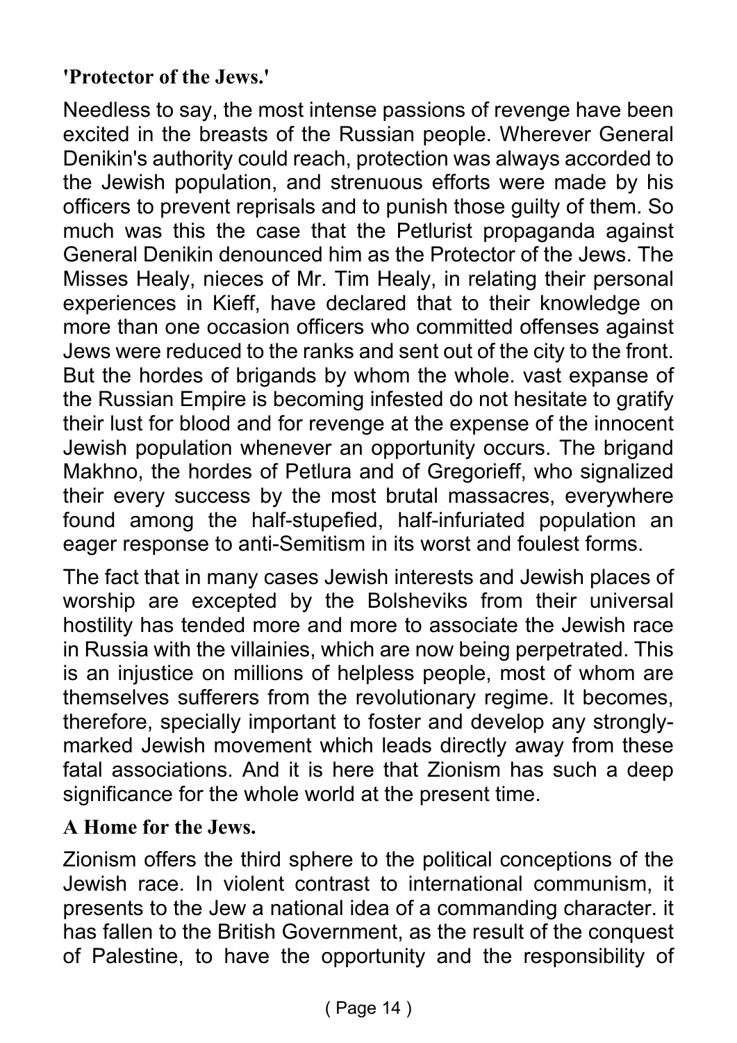### 'Protector of the Jews.'

Needless to say, the most intense passions of revenge have been excited in the breasts of the Russian people. Wherever General Denikin's authority could reach, protection was always accorded to the Jewish population, and strenuous efforts were made by his officers to prevent reprisals and to punish those guilty of them. So much was this the case that the Petlurist propaganda against General Denikin denounced him as the Protector of the Jews. The Misses Healy, nieces of Mr. Tim Healy, in relating their personal experiences in Kieff, have declared that to their knowledge on more than one occasion officers who committed offenses against Jews were reduced to the ranks and sent out of the city to the front. But the hordes of brigands by whom the whole. vast expanse of the Russian Empire is becoming infested do not hesitate to gratify their lust for blood and for revenge at the expense of the innocent Jewish population whenever an opportunity occurs. The brigand Makhno, the hordes of Petlura and of Gregorieff, who signalized their every success by the most brutal massacres, everywhere found among the half-stupefied, half-infuriated population an eager response to anti-Semitism in its worst and foulest forms.

The fact that in many cases Jewish interests and Jewish places of worship are excepted by the Bolsheviks from their universal hostility has tended more and more to associate the Jewish race in Russia with the villainies, which are now being perpetrated. This is an injustice on millions of helpless people, most of whom are themselves sufferers from the revolutionary regime. It becomes, therefore, specially important to foster and develop any strongly-marked Jewish movement which leads directly away from these fatal associations. And it is here that Zionism has such a deep significance for the whole world at the present time.

### A Home for the Jews.

Zionism offers the third sphere to the political conceptions of the Jewish race. In violent contrast to international communism, it presents to the Jew a national idea of a commanding character. it has fallen to the British Government, as the result of the conquest of Palestine, to have the opportunity and the responsibility of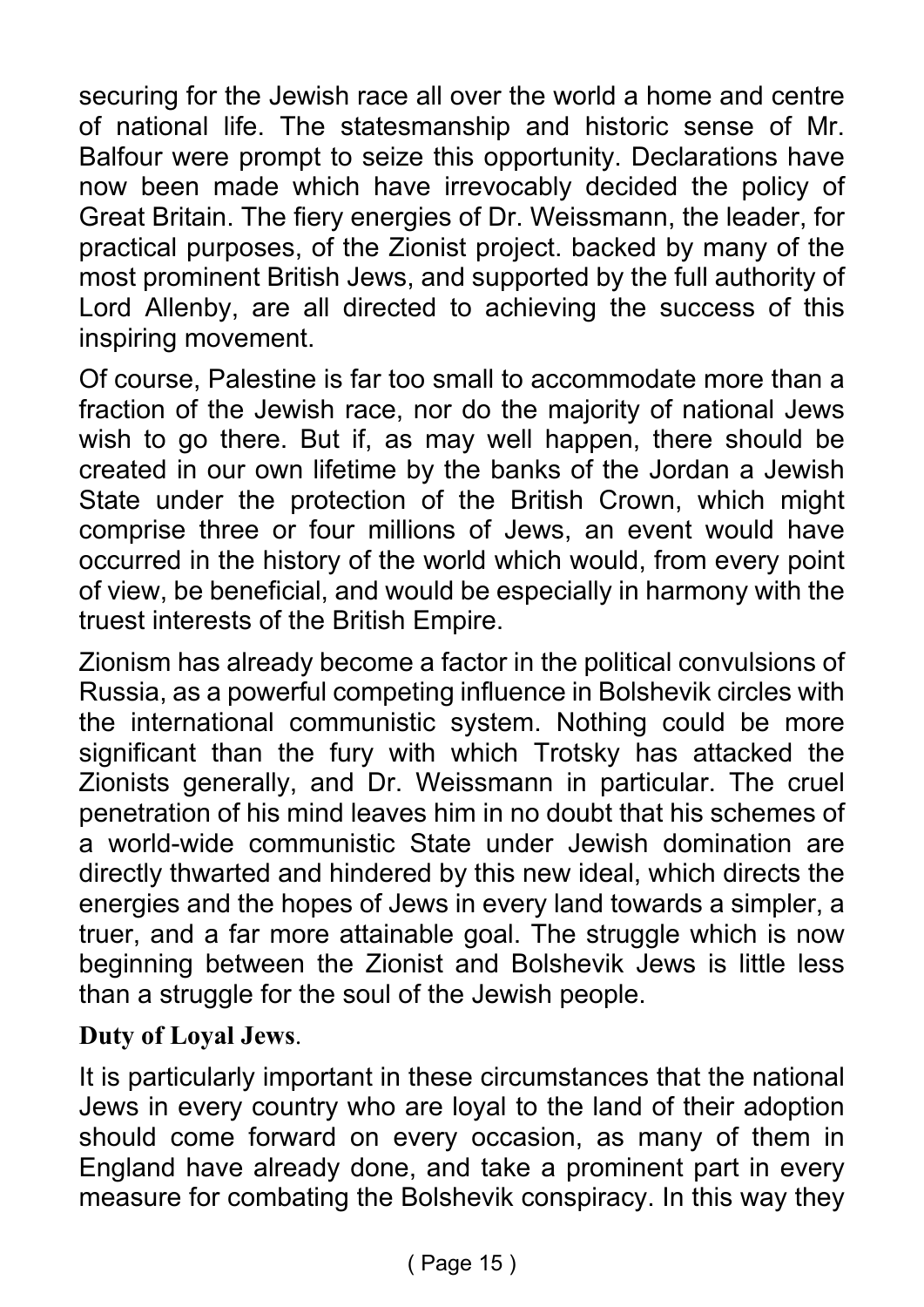securing for the Jewish race all over the world a home and centre of national life. The statesmanship and historic sense of Mr. Balfour were prompt to seize this opportunity. Declarations have now been made which have irrevocably decided the policy of Great Britain. The fiery energies of Dr. Weissmann, the leader, for practical purposes, of the Zionist project. backed by many of the most prominent British Jews, and supported by the full authority of Lord Allenby, are all directed to achieving the success of this inspiring movement.

Of course, Palestine is far too small to accommodate more than a fraction of the Jewish race, nor do the majority of national Jews wish to go there. But if, as may well happen, there should be created in our own lifetime by the banks of the Jordan a Jewish State under the protection of the British Crown, which might comprise three or four millions of Jews, an event would have occurred in the history of the world which would, from every point of view, be beneficial, and would be especially in harmony with the truest interests of the British Empire.

Zionism has already become a factor in the political convulsions of Russia, as a powerful competing influence in Bolshevik circles with the international communistic system. Nothing could be more significant than the fury with which Trotsky has attacked the Zionists generally, and Dr. Weissmann in particular. The cruel penetration of his mind leaves him in no doubt that his schemes of a world-wide communistic State under Jewish domination are directly thwarted and hindered by this new ideal, which directs the energies and the hopes of Jews in every land towards a simpler, a truer, and a far more attainable goal. The struggle which is now beginning between the Zionist and Bolshevik Jews is little less than a struggle for the soul of the Jewish people.

**Duty of Loyal Jews**.

It is particularly important in these circumstances that the national Jews in every country who are loyal to the land of their adoption should come forward on every occasion, as many of them in England have already done, and take a prominent part in every measure for combating the Bolshevik conspiracy. In this way they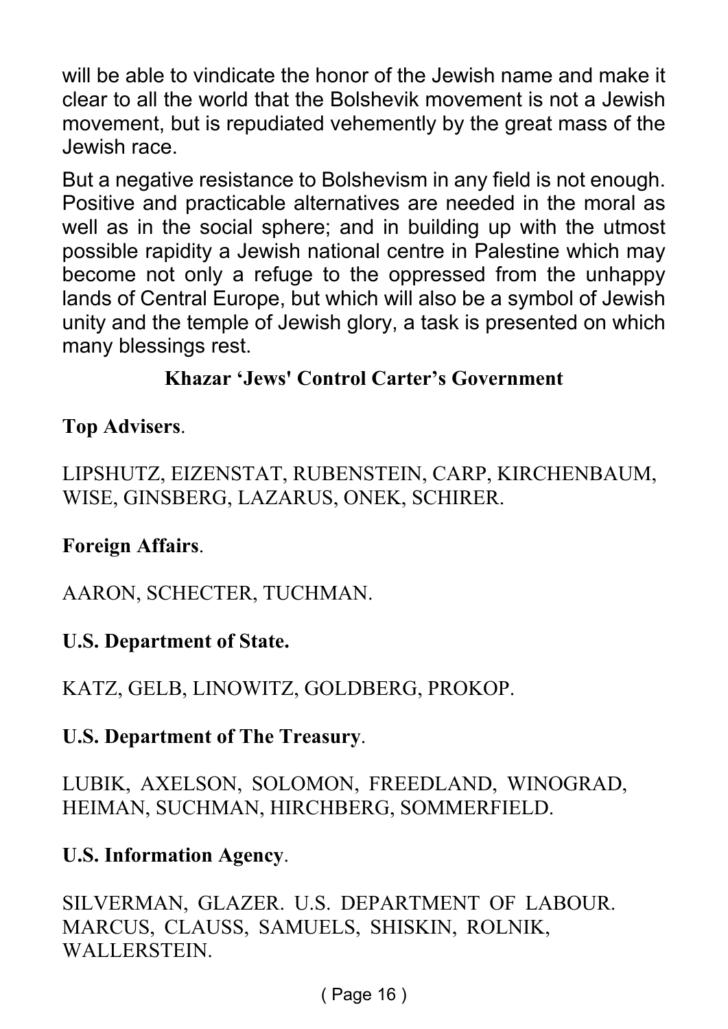will be able to vindicate the honor of the Jewish name and make it clear to all the world that the Bolshevik movement is not a Jewish movement, but is repudiated vehemently by the great mass of the Jewish race.

But a negative resistance to Bolshevism in any field is not enough. Positive and practicable alternatives are needed in the moral as well as in the social sphere; and in building up with the utmost possible rapidity a Jewish national centre in Palestine which may become not only a refuge to the oppressed from the unhappy lands of Central Europe, but which will also be a symbol of Jewish unity and the temple of Jewish glory, a task is presented on which many blessings rest.

## Khazar 'Jews' Control Carter's Government

**Top Advisers**.

LIPSHUTZ, EIZENSTAT, RUBENSTEIN, CARP, KIRCHENBAUM, WISE, GINSBERG, LAZARUS, ONEK, SCHIRER.

**Foreign Affairs**.

AARON, SCHECTER, TUCHMAN.

**U.S. Department of State.**

KATZ, GELB, LINOWITZ, GOLDBERG, PROKOP.

**U.S. Department of The Treasury**.

LUBIK, AXELSON, SOLOMON, FREEDLAND, WINOGRAD, HEIMAN, SUCHMAN, HIRCHBERG, SOMMERFIELD.

**U.S. Information Agency**.

SILVERMAN, GLAZER. U.S. DEPARTMENT OF LABOUR. MARCUS, CLAUSS, SAMUELS, SHISKIN, ROLNIK, WALLERSTEIN.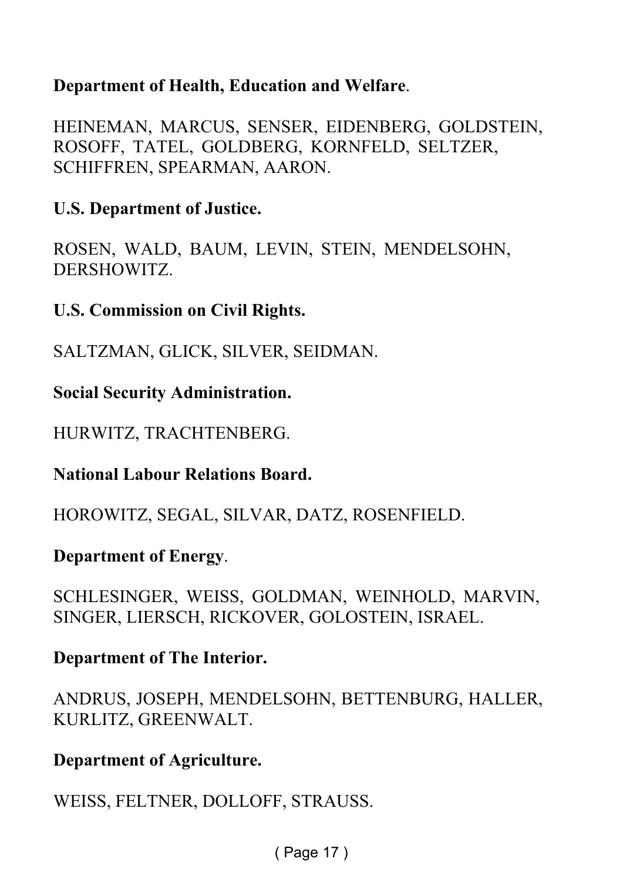**Department of Health, Education and Welfare**.

HEINEMAN, MARCUS, SENSER, EIDENBERG, GOLDSTEIN, ROSOFF, TATEL, GOLDBERG, KORNFELD, SELTZER, SCHIFFREN, SPEARMAN, AARON.

**U.S. Department of Justice.**

ROSEN, WALD, BAUM, LEVIN, STEIN, MENDELSOHN, DERSHOWITZ.

**U.S. Commission on Civil Rights.**

SALTZMAN, GLICK, SILVER, SEIDMAN.

**Social Security Administration.**

HURWITZ, TRACHTENBERG.

**National Labour Relations Board.**

HOROWITZ, SEGAL, SILVAR, DATZ, ROSENFIELD.

**Department of Energy**.

SCHLESINGER, WEISS, GOLDMAN, WEINHOLD, MARVIN, SINGER, LIERSCH, RICKOVER, GOLOSTEIN, ISRAEL.

**Department of The Interior.**

ANDRUS, JOSEPH, MENDELSOHN, BETTENBURG, HALLER, KURLITZ, GREENWALT.

**Department of Agriculture.**

WEISS, FELTNER, DOLLOFF, STRAUSS.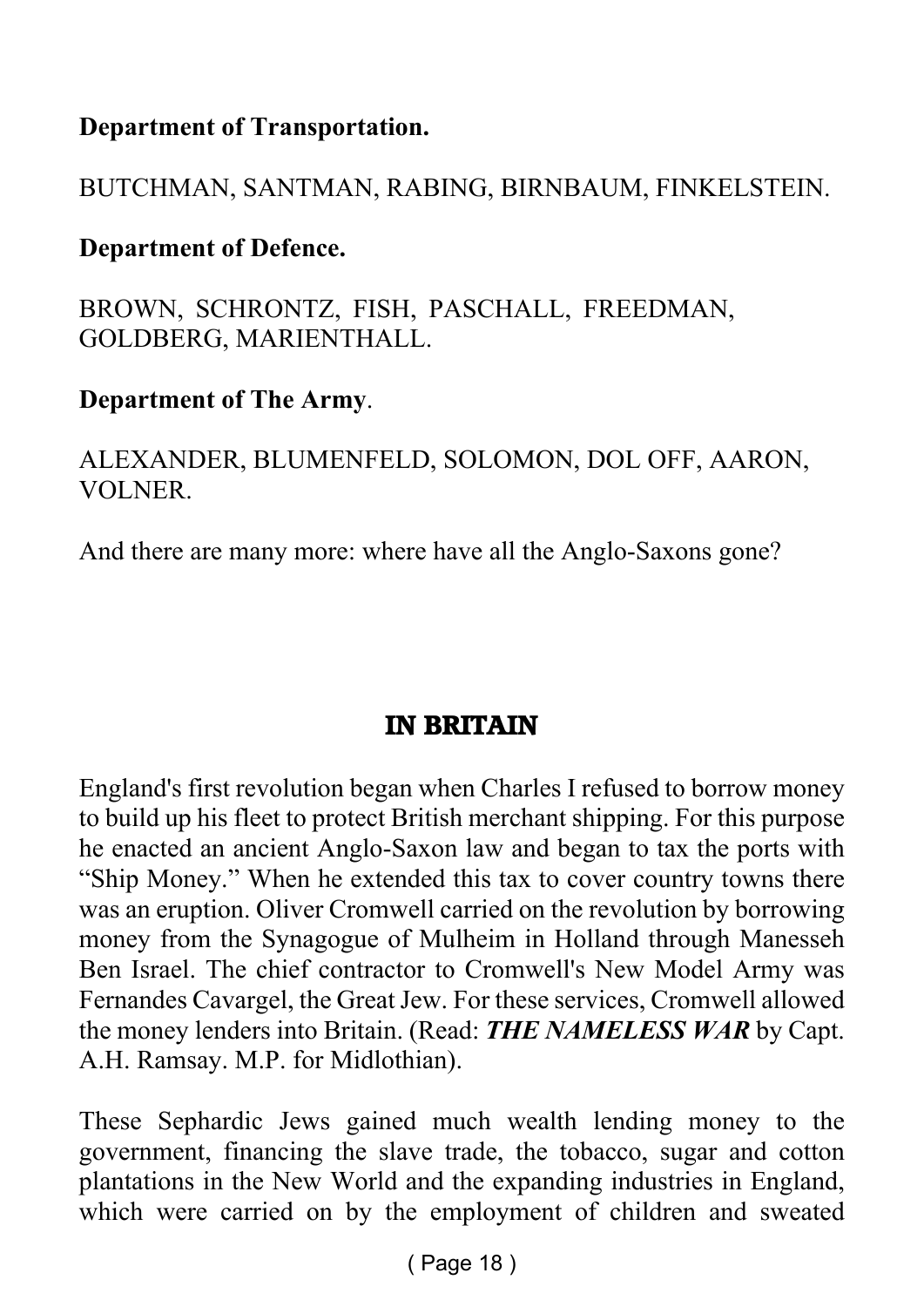**Department of Transportation.**

BUTCHMAN, SANTMAN, RABING, BIRNBAUM, FINKELSTEIN.

**Department of Defence.**

BROWN, SCHRONTZ, FISH, PASCHALL, FREEDMAN, GOLDBERG, MARIENTHALL.

**Department of The Army**.

ALEXANDER, BLUMENFELD, SOLOMON, DOL OFF, AARON, VOLNER.

And there are many more: where have all the Anglo-Saxons gone?

## IN BRITAIN

England's first revolution began when Charles I refused to borrow money to build up his fleet to protect British merchant shipping. For this purpose he enacted an ancient Anglo-Saxon law and began to tax the ports with "Ship Money." When he extended this tax to cover country towns there was an eruption. Oliver Cromwell carried on the revolution by borrowing money from the Synagogue of Mulheim in Holland through Manesseh Ben Israel. The chief contractor to Cromwell's New Model Army was Fernandes Cavargel, the Great Jew. For these services, Cromwell allowed the money lenders into Britain. (Read: ***THE NAMELESS WAR*** by Capt. A.H. Ramsay. M.P. for Midlothian).

These Sephardic Jews gained much wealth lending money to the government, financing the slave trade, the tobacco, sugar and cotton plantations in the New World and the expanding industries in England, which were carried on by the employment of children and sweated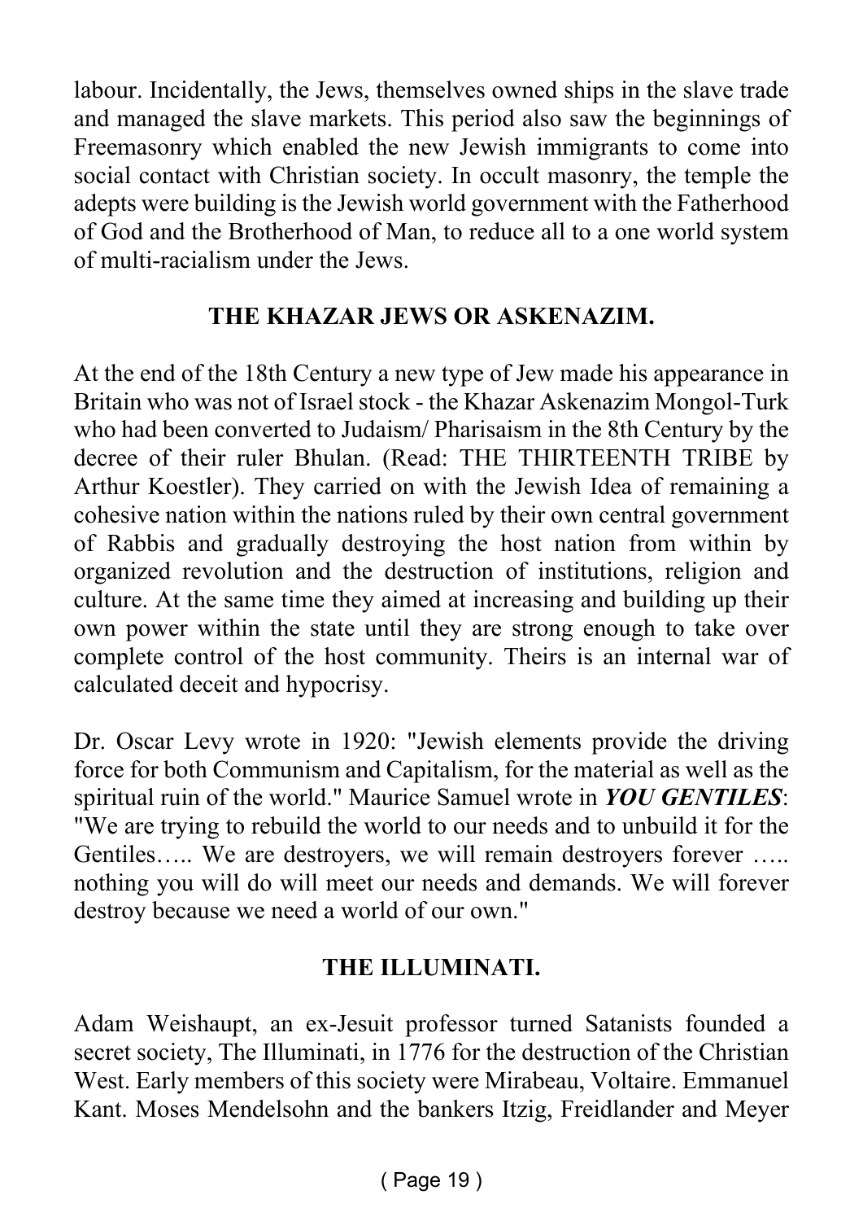labour. Incidentally, the Jews, themselves owned ships in the slave trade and managed the slave markets. This period also saw the beginnings of Freemasonry which enabled the new Jewish immigrants to come into social contact with Christian society. In occult masonry, the temple the adepts were building is the Jewish world government with the Fatherhood of God and the Brotherhood of Man, to reduce all to a one world system of multi-racialism under the Jews.

## THE KHAZAR JEWS OR ASKENAZIM.

At the end of the 18th Century a new type of Jew made his appearance in Britain who was not of Israel stock - the Khazar Askenazim Mongol-Turk who had been converted to Judaism/ Pharisaism in the 8th Century by the decree of their ruler Bhulan. (Read: THE THIRTEENTH TRIBE by Arthur Koestler). They carried on with the Jewish Idea of remaining a cohesive nation within the nations ruled by their own central government of Rabbis and gradually destroying the host nation from within by organized revolution and the destruction of institutions, religion and culture. At the same time they aimed at increasing and building up their own power within the state until they are strong enough to take over complete control of the host community. Theirs is an internal war of calculated deceit and hypocrisy.

Dr. Oscar Levy wrote in 1920: "Jewish elements provide the driving force for both Communism and Capitalism, for the material as well as the spiritual ruin of the world." Maurice Samuel wrote in ***YOU GENTILES***: "We are trying to rebuild the world to our needs and to unbuild it for the Gentiles….. We are destroyers, we will remain destroyers forever ….. nothing you will do will meet our needs and demands. We will forever destroy because we need a world of our own."

## THE ILLUMINATI.

Adam Weishaupt, an ex-Jesuit professor turned Satanists founded a secret society, The Illuminati, in 1776 for the destruction of the Christian West. Early members of this society were Mirabeau, Voltaire. Emmanuel Kant. Moses Mendelsohn and the bankers Itzig, Freidlander and Meyer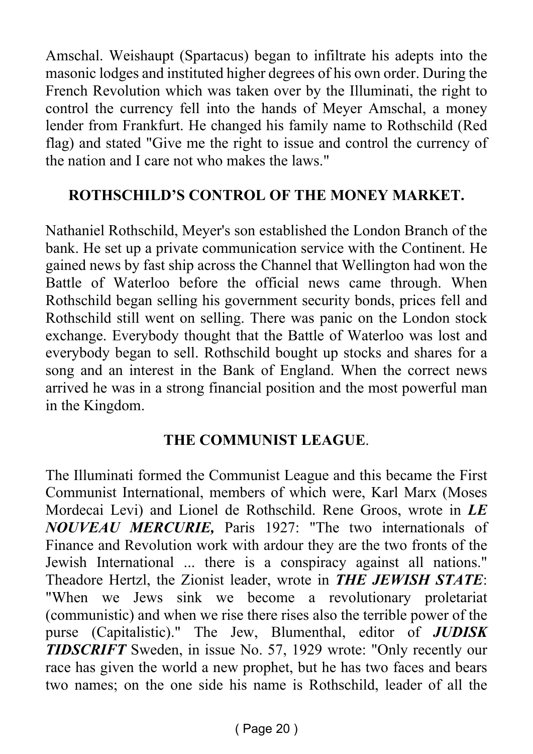Amschal. Weishaupt (Spartacus) began to infiltrate his adepts into the masonic lodges and instituted higher degrees of his own order. During the French Revolution which was taken over by the Illuminati, the right to control the currency fell into the hands of Meyer Amschal, a money lender from Frankfurt. He changed his family name to Rothschild (Red flag) and stated "Give me the right to issue and control the currency of the nation and I care not who makes the laws."

## ROTHSCHILD'S CONTROL OF THE MONEY MARKET.

Nathaniel Rothschild, Meyer's son established the London Branch of the bank. He set up a private communication service with the Continent. He gained news by fast ship across the Channel that Wellington had won the Battle of Waterloo before the official news came through. When Rothschild began selling his government security bonds, prices fell and Rothschild still went on selling. There was panic on the London stock exchange. Everybody thought that the Battle of Waterloo was lost and everybody began to sell. Rothschild bought up stocks and shares for a song and an interest in the Bank of England. When the correct news arrived he was in a strong financial position and the most powerful man in the Kingdom.

## THE COMMUNIST LEAGUE.

The Illuminati formed the Communist League and this became the First Communist International, members of which were, Karl Marx (Moses Mordecai Levi) and Lionel de Rothschild. Rene Groos, wrote in ***LE NOUVEAU MERCURIE,*** Paris 1927: "The two internationals of Finance and Revolution work with ardour they are the two fronts of the Jewish International ... there is a conspiracy against all nations." Theadore Hertzl, the Zionist leader, wrote in ***THE JEWISH STATE***: "When we Jews sink we become a revolutionary proletariat (communistic) and when we rise there rises also the terrible power of the purse (Capitalistic)." The Jew, Blumenthal, editor of ***JUDISK TIDSCRIFT*** Sweden, in issue No. 57, 1929 wrote: "Only recently our race has given the world a new prophet, but he has two faces and bears two names; on the one side his name is Rothschild, leader of all the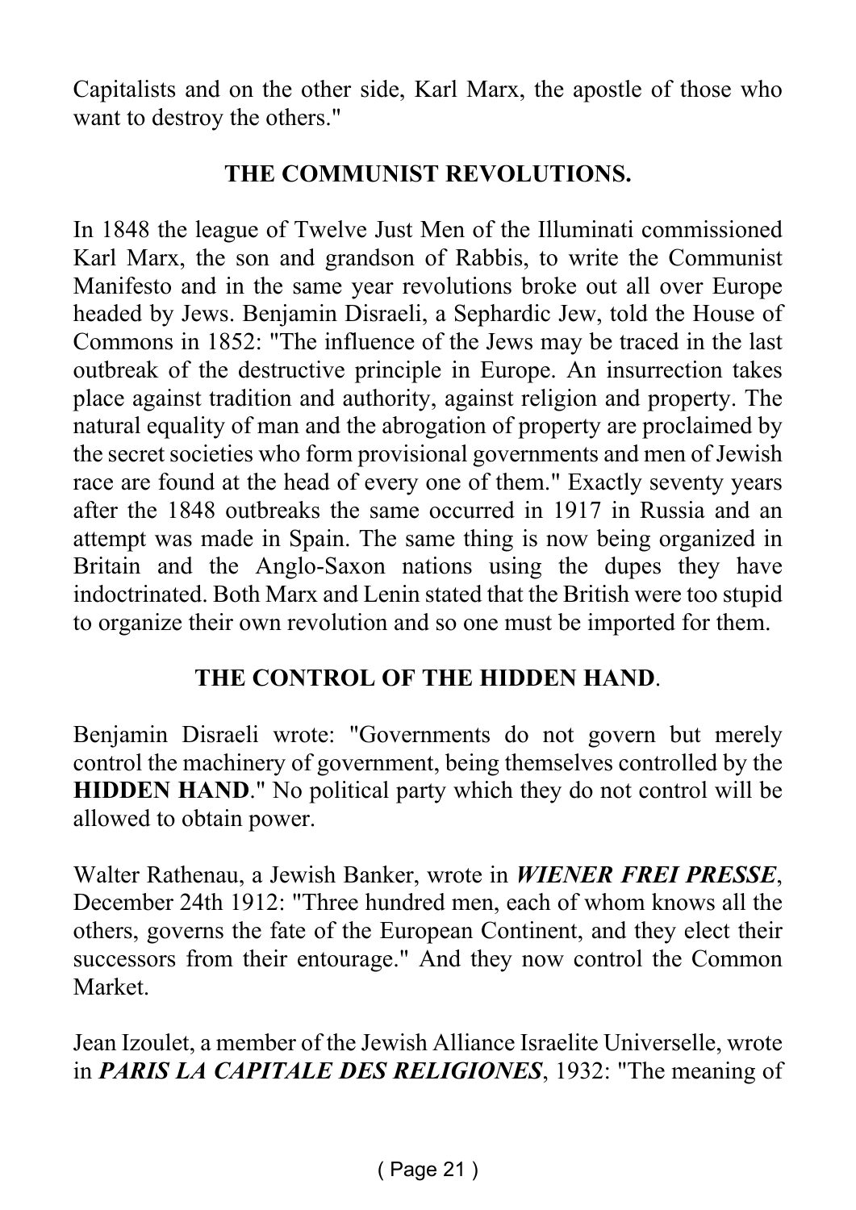Capitalists and on the other side, Karl Marx, the apostle of those who want to destroy the others."

## THE COMMUNIST REVOLUTIONS.

In 1848 the league of Twelve Just Men of the Illuminati commissioned Karl Marx, the son and grandson of Rabbis, to write the Communist Manifesto and in the same year revolutions broke out all over Europe headed by Jews. Benjamin Disraeli, a Sephardic Jew, told the House of Commons in 1852: "The influence of the Jews may be traced in the last outbreak of the destructive principle in Europe. An insurrection takes place against tradition and authority, against religion and property. The natural equality of man and the abrogation of property are proclaimed by the secret societies who form provisional governments and men of Jewish race are found at the head of every one of them." Exactly seventy years after the 1848 outbreaks the same occurred in 1917 in Russia and an attempt was made in Spain. The same thing is now being organized in Britain and the Anglo-Saxon nations using the dupes they have indoctrinated. Both Marx and Lenin stated that the British were too stupid to organize their own revolution and so one must be imported for them.

## THE CONTROL OF THE HIDDEN HAND.

Benjamin Disraeli wrote: "Governments do not govern but merely control the machinery of government, being themselves controlled by the **HIDDEN HAND**." No political party which they do not control will be allowed to obtain power.

Walter Rathenau, a Jewish Banker, wrote in ***WIENER FREI PRESSE***, December 24th 1912: "Three hundred men, each of whom knows all the others, governs the fate of the European Continent, and they elect their successors from their entourage." And they now control the Common Market.

Jean Izoulet, a member of the Jewish Alliance Israelite Universelle, wrote in ***PARIS LA CAPITALE DES RELIGIONES***, 1932: "The meaning of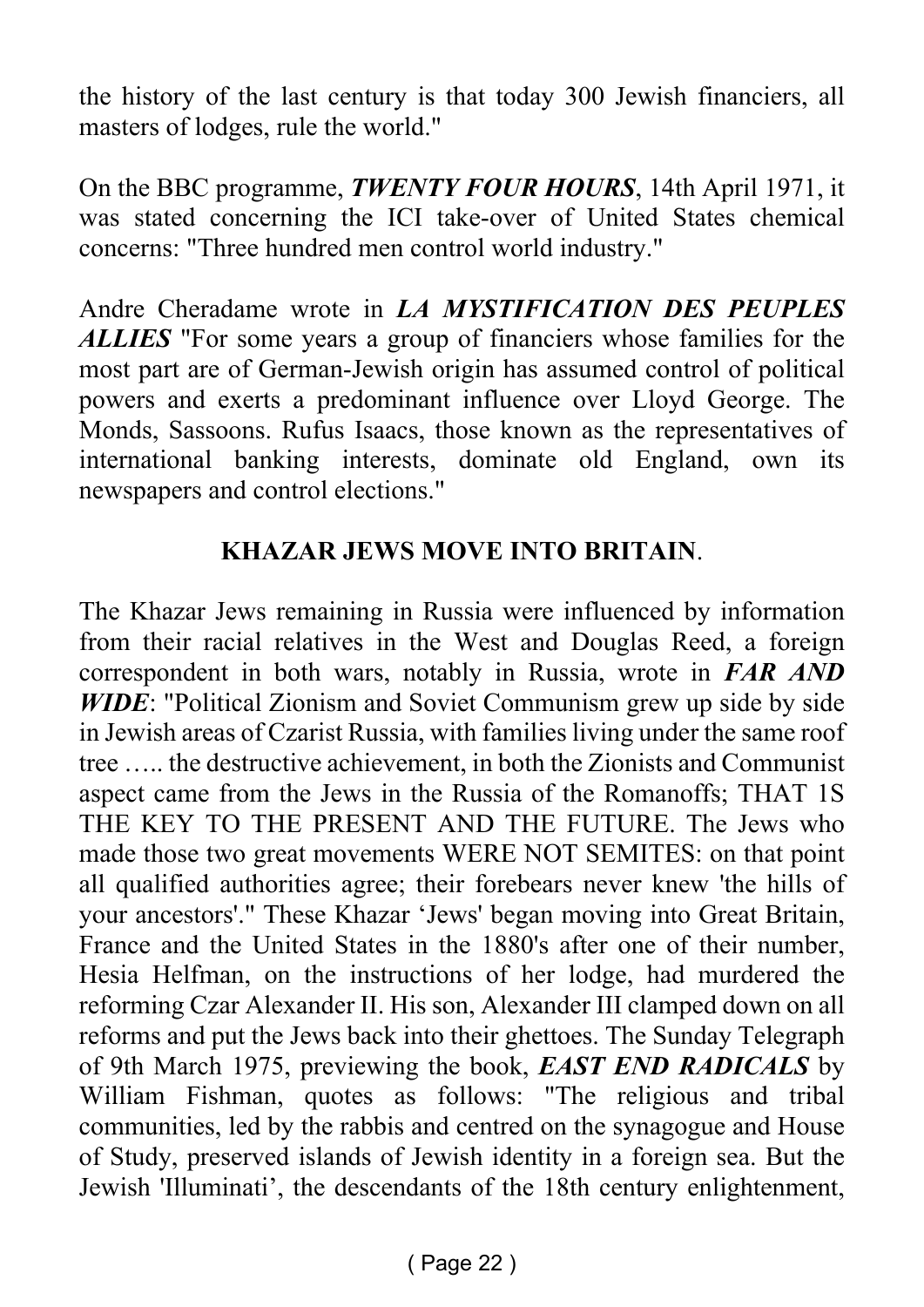the history of the last century is that today 300 Jewish financiers, all masters of lodges, rule the world."

On the BBC programme, ***TWENTY FOUR HOURS***, 14th April 1971, it was stated concerning the ICI take-over of United States chemical concerns: "Three hundred men control world industry."

Andre Cheradame wrote in ***LA MYSTIFICATION DES PEUPLES ALLIES*** "For some years a group of financiers whose families for the most part are of German-Jewish origin has assumed control of political powers and exerts a predominant influence over Lloyd George. The Monds, Sassoons. Rufus Isaacs, those known as the representatives of international banking interests, dominate old England, own its newspapers and control elections."

## KHAZAR JEWS MOVE INTO BRITAIN.

The Khazar Jews remaining in Russia were influenced by information from their racial relatives in the West and Douglas Reed, a foreign correspondent in both wars, notably in Russia, wrote in ***FAR AND WIDE***: "Political Zionism and Soviet Communism grew up side by side in Jewish areas of Czarist Russia, with families living under the same roof tree ….. the destructive achievement, in both the Zionists and Communist aspect came from the Jews in the Russia of the Romanoffs; THAT 1S THE KEY TO THE PRESENT AND THE FUTURE. The Jews who made those two great movements WERE NOT SEMITES: on that point all qualified authorities agree; their forebears never knew 'the hills of your ancestors'." These Khazar 'Jews' began moving into Great Britain, France and the United States in the 1880's after one of their number, Hesia Helfman, on the instructions of her lodge, had murdered the reforming Czar Alexander II. His son, Alexander III clamped down on all reforms and put the Jews back into their ghettoes. The Sunday Telegraph of 9th March 1975, previewing the book, ***EAST END RADICALS*** by William Fishman, quotes as follows: "The religious and tribal communities, led by the rabbis and centred on the synagogue and House of Study, preserved islands of Jewish identity in a foreign sea. But the Jewish 'Illuminati', the descendants of the 18th century enlightenment,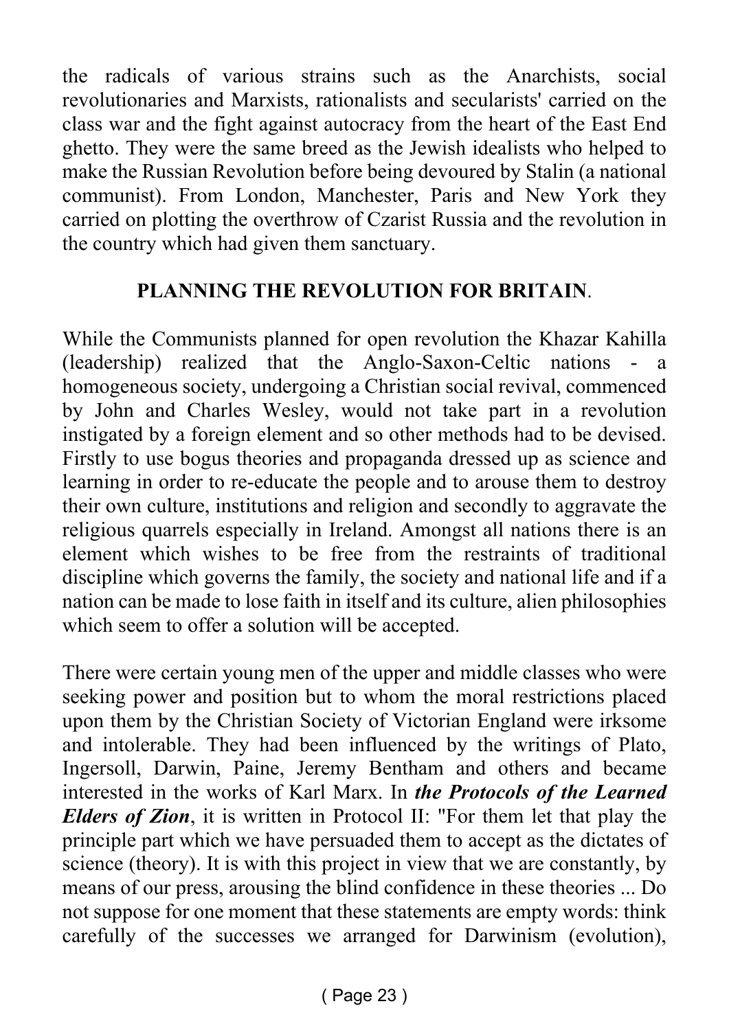the radicals of various strains such as the Anarchists, social revolutionaries and Marxists, rationalists and secularists' carried on the class war and the fight against autocracy from the heart of the East End ghetto. They were the same breed as the Jewish idealists who helped to make the Russian Revolution before being devoured by Stalin (a national communist). From London, Manchester, Paris and New York they carried on plotting the overthrow of Czarist Russia and the revolution in the country which had given them sanctuary.

## PLANNING THE REVOLUTION FOR BRITAIN.

While the Communists planned for open revolution the Khazar Kahilla (leadership) realized that the Anglo-Saxon-Celtic nations - a homogeneous society, undergoing a Christian social revival, commenced by John and Charles Wesley, would not take part in a revolution instigated by a foreign element and so other methods had to be devised. Firstly to use bogus theories and propaganda dressed up as science and learning in order to re-educate the people and to arouse them to destroy their own culture, institutions and religion and secondly to aggravate the religious quarrels especially in Ireland. Amongst all nations there is an element which wishes to be free from the restraints of traditional discipline which governs the family, the society and national life and if a nation can be made to lose faith in itself and its culture, alien philosophies which seem to offer a solution will be accepted.

There were certain young men of the upper and middle classes who were seeking power and position but to whom the moral restrictions placed upon them by the Christian Society of Victorian England were irksome and intolerable. They had been influenced by the writings of Plato, Ingersoll, Darwin, Paine, Jeremy Bentham and others and became interested in the works of Karl Marx. In ***the Protocols of the Learned Elders of Zion***, it is written in Protocol II: "For them let that play the principle part which we have persuaded them to accept as the dictates of science (theory). It is with this project in view that we are constantly, by means of our press, arousing the blind confidence in these theories ... Do not suppose for one moment that these statements are empty words: think carefully of the successes we arranged for Darwinism (evolution),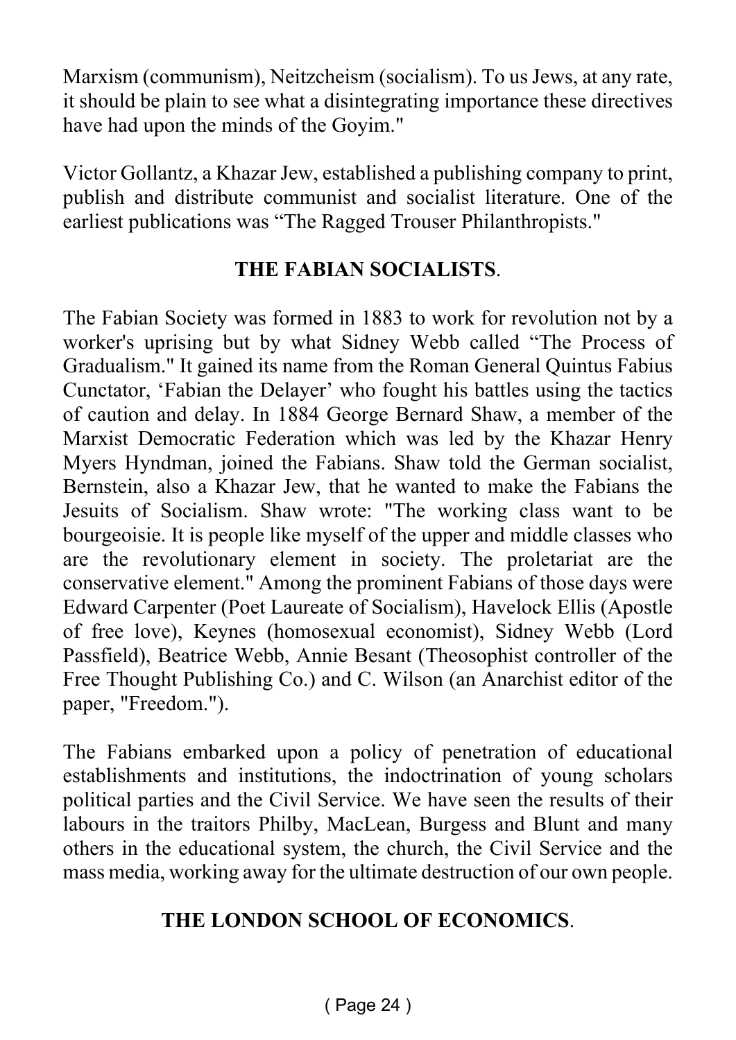Marxism (communism), Neitzcheism (socialism). To us Jews, at any rate, it should be plain to see what a disintegrating importance these directives have had upon the minds of the Goyim."

Victor Gollantz, a Khazar Jew, established a publishing company to print, publish and distribute communist and socialist literature. One of the earliest publications was "The Ragged Trouser Philanthropists."

## THE FABIAN SOCIALISTS.

The Fabian Society was formed in 1883 to work for revolution not by a worker's uprising but by what Sidney Webb called "The Process of Gradualism." It gained its name from the Roman General Quintus Fabius Cunctator, 'Fabian the Delayer' who fought his battles using the tactics of caution and delay. In 1884 George Bernard Shaw, a member of the Marxist Democratic Federation which was led by the Khazar Henry Myers Hyndman, joined the Fabians. Shaw told the German socialist, Bernstein, also a Khazar Jew, that he wanted to make the Fabians the Jesuits of Socialism. Shaw wrote: "The working class want to be bourgeoisie. It is people like myself of the upper and middle classes who are the revolutionary element in society. The proletariat are the conservative element." Among the prominent Fabians of those days were Edward Carpenter (Poet Laureate of Socialism), Havelock Ellis (Apostle of free love), Keynes (homosexual economist), Sidney Webb (Lord Passfield), Beatrice Webb, Annie Besant (Theosophist controller of the Free Thought Publishing Co.) and C. Wilson (an Anarchist editor of the paper, "Freedom.").

The Fabians embarked upon a policy of penetration of educational establishments and institutions, the indoctrination of young scholars political parties and the Civil Service. We have seen the results of their labours in the traitors Philby, MacLean, Burgess and Blunt and many others in the educational system, the church, the Civil Service and the mass media, working away for the ultimate destruction of our own people.

## THE LONDON SCHOOL OF ECONOMICS.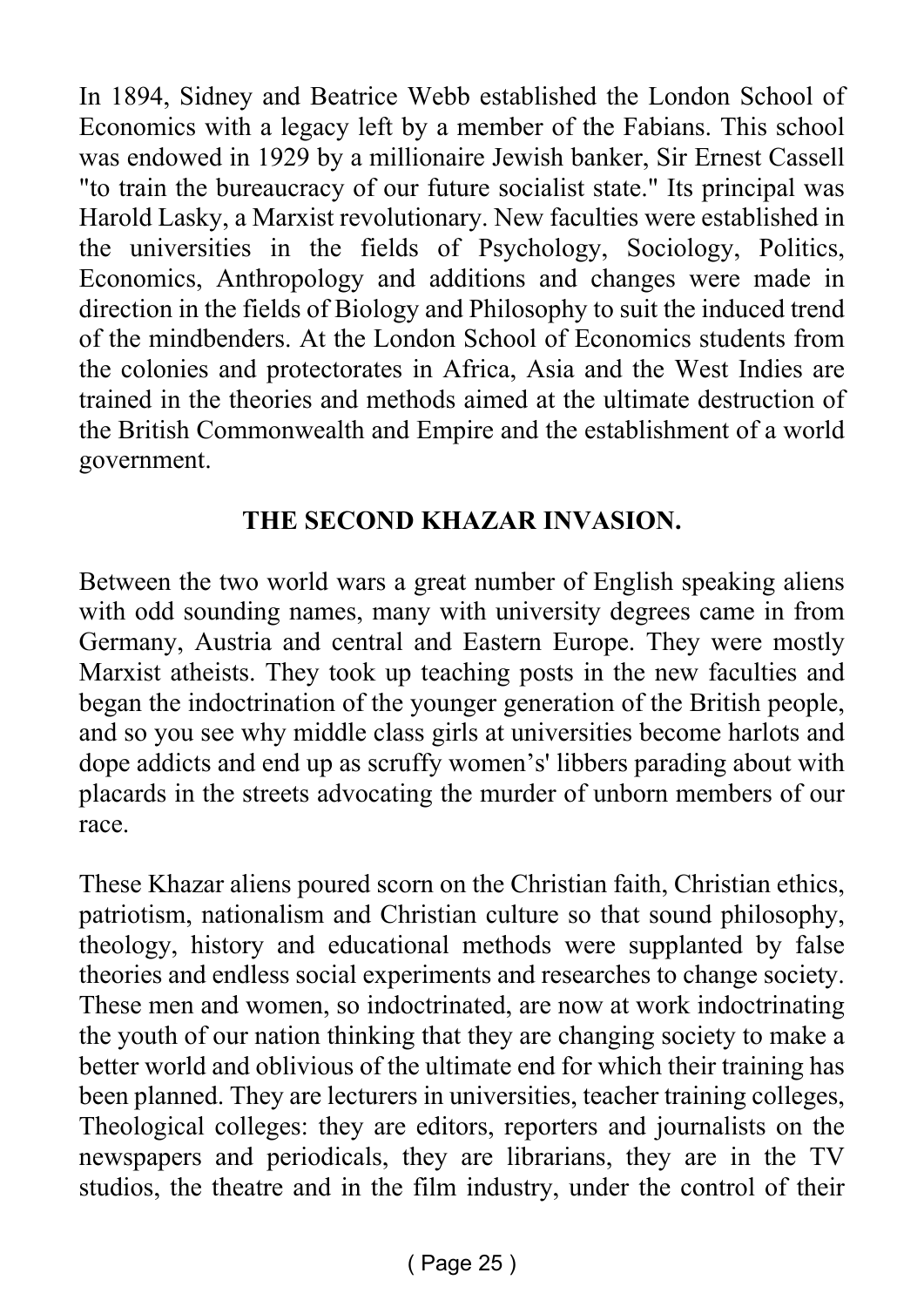In 1894, Sidney and Beatrice Webb established the London School of Economics with a legacy left by a member of the Fabians. This school was endowed in 1929 by a millionaire Jewish banker, Sir Ernest Cassell "to train the bureaucracy of our future socialist state." Its principal was Harold Lasky, a Marxist revolutionary. New faculties were established in the universities in the fields of Psychology, Sociology, Politics, Economics, Anthropology and additions and changes were made in direction in the fields of Biology and Philosophy to suit the induced trend of the mindbenders. At the London School of Economics students from the colonies and protectorates in Africa, Asia and the West Indies are trained in the theories and methods aimed at the ultimate destruction of the British Commonwealth and Empire and the establishment of a world government.

## THE SECOND KHAZAR INVASION.

Between the two world wars a great number of English speaking aliens with odd sounding names, many with university degrees came in from Germany, Austria and central and Eastern Europe. They were mostly Marxist atheists. They took up teaching posts in the new faculties and began the indoctrination of the younger generation of the British people, and so you see why middle class girls at universities become harlots and dope addicts and end up as scruffy women's' libbers parading about with placards in the streets advocating the murder of unborn members of our race.

These Khazar aliens poured scorn on the Christian faith, Christian ethics, patriotism, nationalism and Christian culture so that sound philosophy, theology, history and educational methods were supplanted by false theories and endless social experiments and researches to change society. These men and women, so indoctrinated, are now at work indoctrinating the youth of our nation thinking that they are changing society to make a better world and oblivious of the ultimate end for which their training has been planned. They are lecturers in universities, teacher training colleges, Theological colleges: they are editors, reporters and journalists on the newspapers and periodicals, they are librarians, they are in the TV studios, the theatre and in the film industry, under the control of their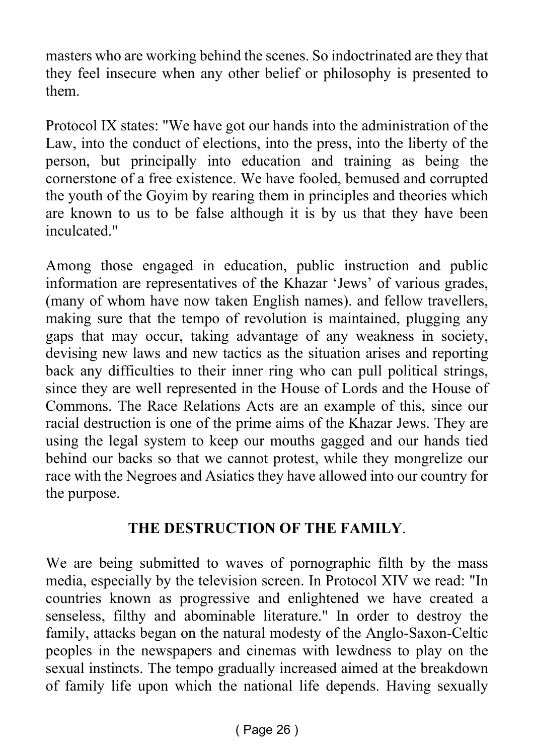masters who are working behind the scenes. So indoctrinated are they that they feel insecure when any other belief or philosophy is presented to them.

Protocol IX states: "We have got our hands into the administration of the Law, into the conduct of elections, into the press, into the liberty of the person, but principally into education and training as being the cornerstone of a free existence. We have fooled, bemused and corrupted the youth of the Goyim by rearing them in principles and theories which are known to us to be false although it is by us that they have been inculcated."

Among those engaged in education, public instruction and public information are representatives of the Khazar 'Jews' of various grades, (many of whom have now taken English names). and fellow travellers, making sure that the tempo of revolution is maintained, plugging any gaps that may occur, taking advantage of any weakness in society, devising new laws and new tactics as the situation arises and reporting back any difficulties to their inner ring who can pull political strings, since they are well represented in the House of Lords and the House of Commons. The Race Relations Acts are an example of this, since our racial destruction is one of the prime aims of the Khazar Jews. They are using the legal system to keep our mouths gagged and our hands tied behind our backs so that we cannot protest, while they mongrelize our race with the Negroes and Asiatics they have allowed into our country for the purpose.

## THE DESTRUCTION OF THE FAMILY.

We are being submitted to waves of pornographic filth by the mass media, especially by the television screen. In Protocol XIV we read: "In countries known as progressive and enlightened we have created a senseless, filthy and abominable literature." In order to destroy the family, attacks began on the natural modesty of the Anglo-Saxon-Celtic peoples in the newspapers and cinemas with lewdness to play on the sexual instincts. The tempo gradually increased aimed at the breakdown of family life upon which the national life depends. Having sexually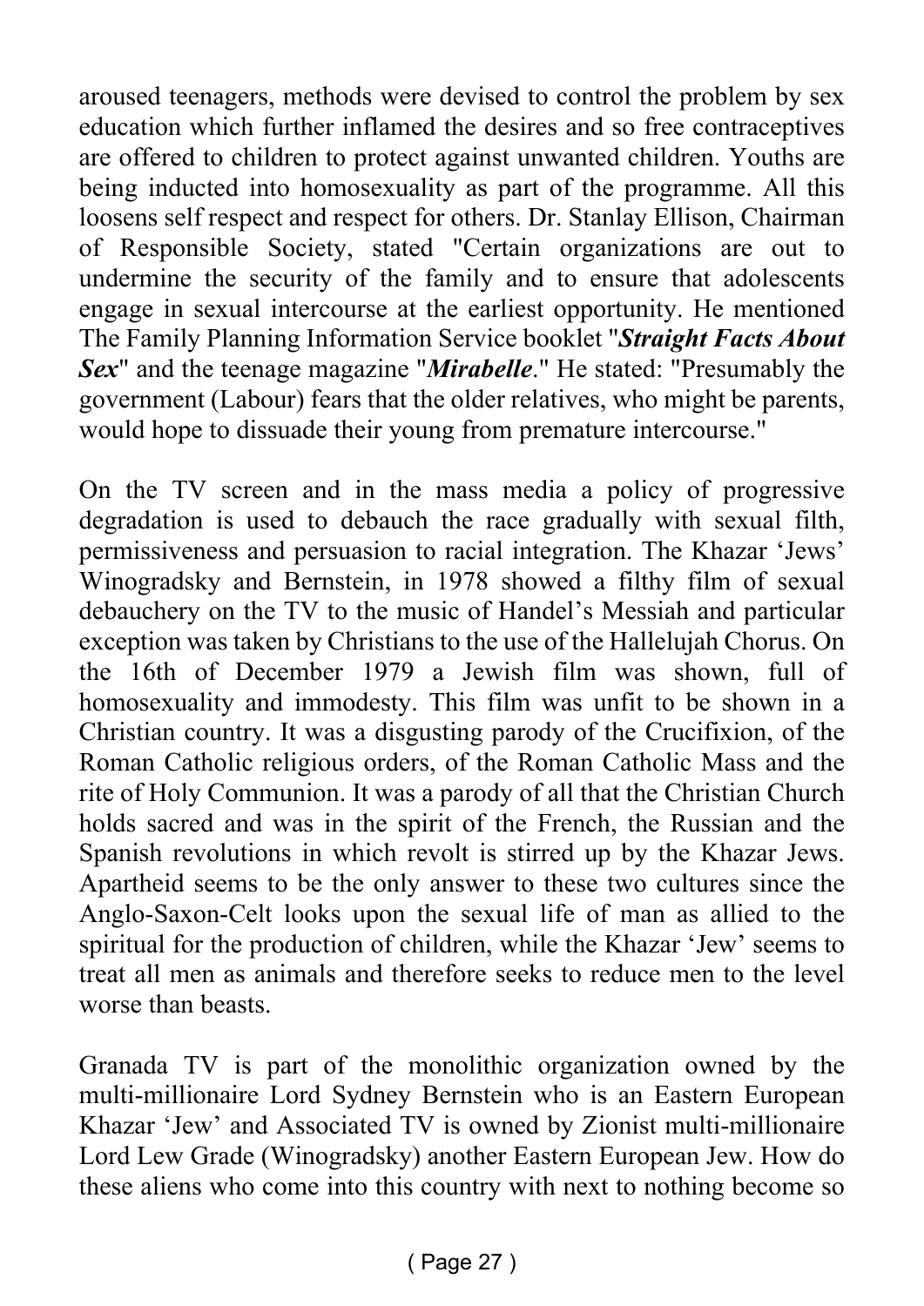aroused teenagers, methods were devised to control the problem by sex education which further inflamed the desires and so free contraceptives are offered to children to protect against unwanted children. Youths are being inducted into homosexuality as part of the programme. All this loosens self respect and respect for others. Dr. Stanlay Ellison, Chairman of Responsible Society, stated "Certain organizations are out to undermine the security of the family and to ensure that adolescents engage in sexual intercourse at the earliest opportunity. He mentioned The Family Planning Information Service booklet "***Straight Facts About Sex***" and the teenage magazine "***Mirabelle***." He stated: "Presumably the government (Labour) fears that the older relatives, who might be parents, would hope to dissuade their young from premature intercourse."

On the TV screen and in the mass media a policy of progressive degradation is used to debauch the race gradually with sexual filth, permissiveness and persuasion to racial integration. The Khazar 'Jews' Winogradsky and Bernstein, in 1978 showed a filthy film of sexual debauchery on the TV to the music of Handel's Messiah and particular exception was taken by Christians to the use of the Hallelujah Chorus. On the 16th of December 1979 a Jewish film was shown, full of homosexuality and immodesty. This film was unfit to be shown in a Christian country. It was a disgusting parody of the Crucifixion, of the Roman Catholic religious orders, of the Roman Catholic Mass and the rite of Holy Communion. It was a parody of all that the Christian Church holds sacred and was in the spirit of the French, the Russian and the Spanish revolutions in which revolt is stirred up by the Khazar Jews. Apartheid seems to be the only answer to these two cultures since the Anglo-Saxon-Celt looks upon the sexual life of man as allied to the spiritual for the production of children, while the Khazar 'Jew' seems to treat all men as animals and therefore seeks to reduce men to the level worse than beasts.

Granada TV is part of the monolithic organization owned by the multi-millionaire Lord Sydney Bernstein who is an Eastern European Khazar 'Jew' and Associated TV is owned by Zionist multi-millionaire Lord Lew Grade (Winogradsky) another Eastern European Jew. How do these aliens who come into this country with next to nothing become so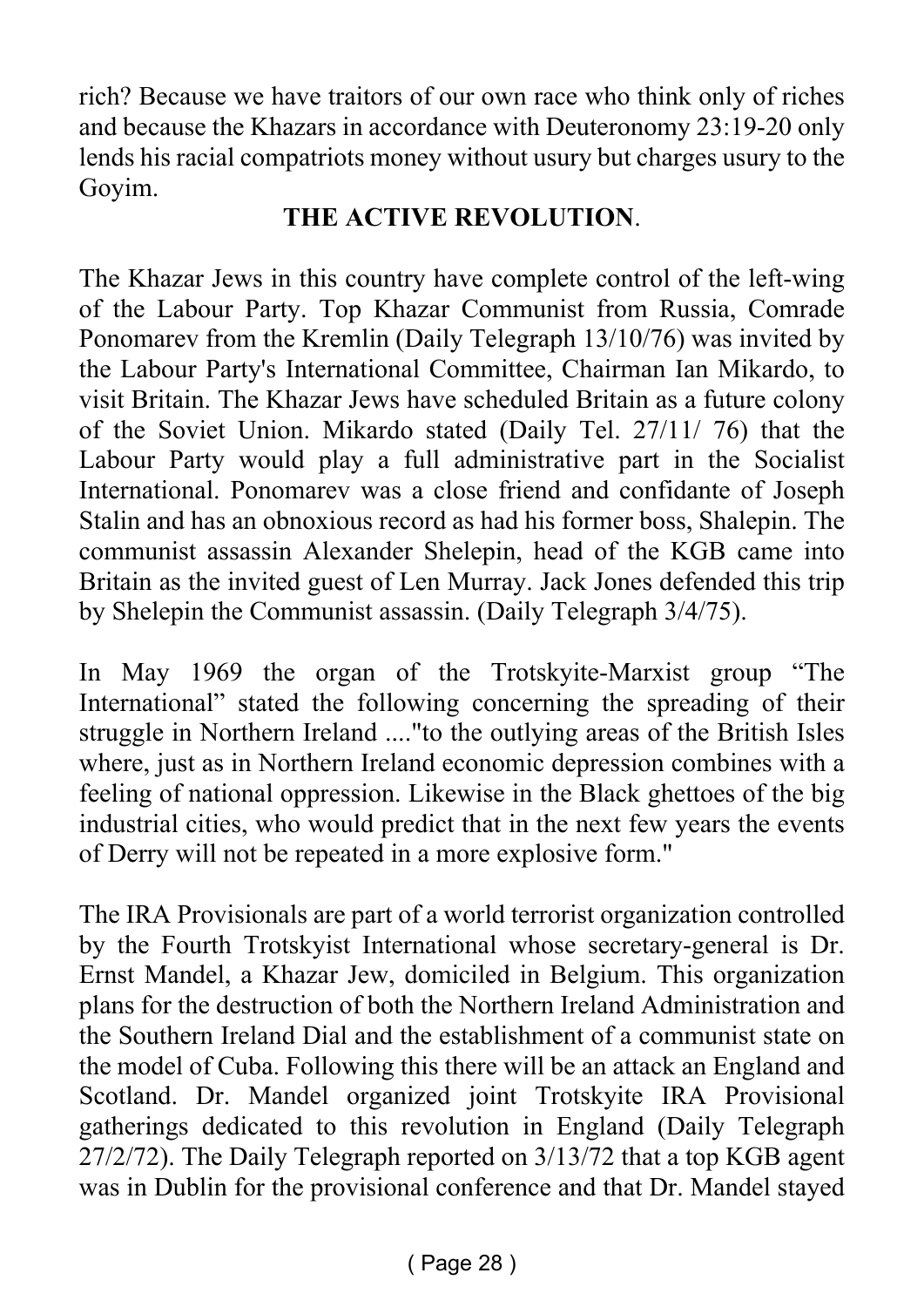rich? Because we have traitors of our own race who think only of riches and because the Khazars in accordance with Deuteronomy 23:19-20 only lends his racial compatriots money without usury but charges usury to the Goyim.

**THE ACTIVE REVOLUTION**.

The Khazar Jews in this country have complete control of the left-wing of the Labour Party. Top Khazar Communist from Russia, Comrade Ponomarev from the Kremlin (Daily Telegraph 13/10/76) was invited by the Labour Party's International Committee, Chairman Ian Mikardo, to visit Britain. The Khazar Jews have scheduled Britain as a future colony of the Soviet Union. Mikardo stated (Daily Tel. 27/11/ 76) that the Labour Party would play a full administrative part in the Socialist International. Ponomarev was a close friend and confidante of Joseph Stalin and has an obnoxious record as had his former boss, Shalepin. The communist assassin Alexander Shelepin, head of the KGB came into Britain as the invited guest of Len Murray. Jack Jones defended this trip by Shelepin the Communist assassin. (Daily Telegraph 3/4/75).

In May 1969 the organ of the Trotskyite-Marxist group "The International" stated the following concerning the spreading of their struggle in Northern Ireland ...."to the outlying areas of the British Isles where, just as in Northern Ireland economic depression combines with a feeling of national oppression. Likewise in the Black ghettoes of the big industrial cities, who would predict that in the next few years the events of Derry will not be repeated in a more explosive form."

The IRA Provisionals are part of a world terrorist organization controlled by the Fourth Trotskyist International whose secretary-general is Dr. Ernst Mandel, a Khazar Jew, domiciled in Belgium. This organization plans for the destruction of both the Northern Ireland Administration and the Southern Ireland Dial and the establishment of a communist state on the model of Cuba. Following this there will be an attack an England and Scotland. Dr. Mandel organized joint Trotskyite IRA Provisional gatherings dedicated to this revolution in England (Daily Telegraph 27/2/72). The Daily Telegraph reported on 3/13/72 that a top KGB agent was in Dublin for the provisional conference and that Dr. Mandel stayed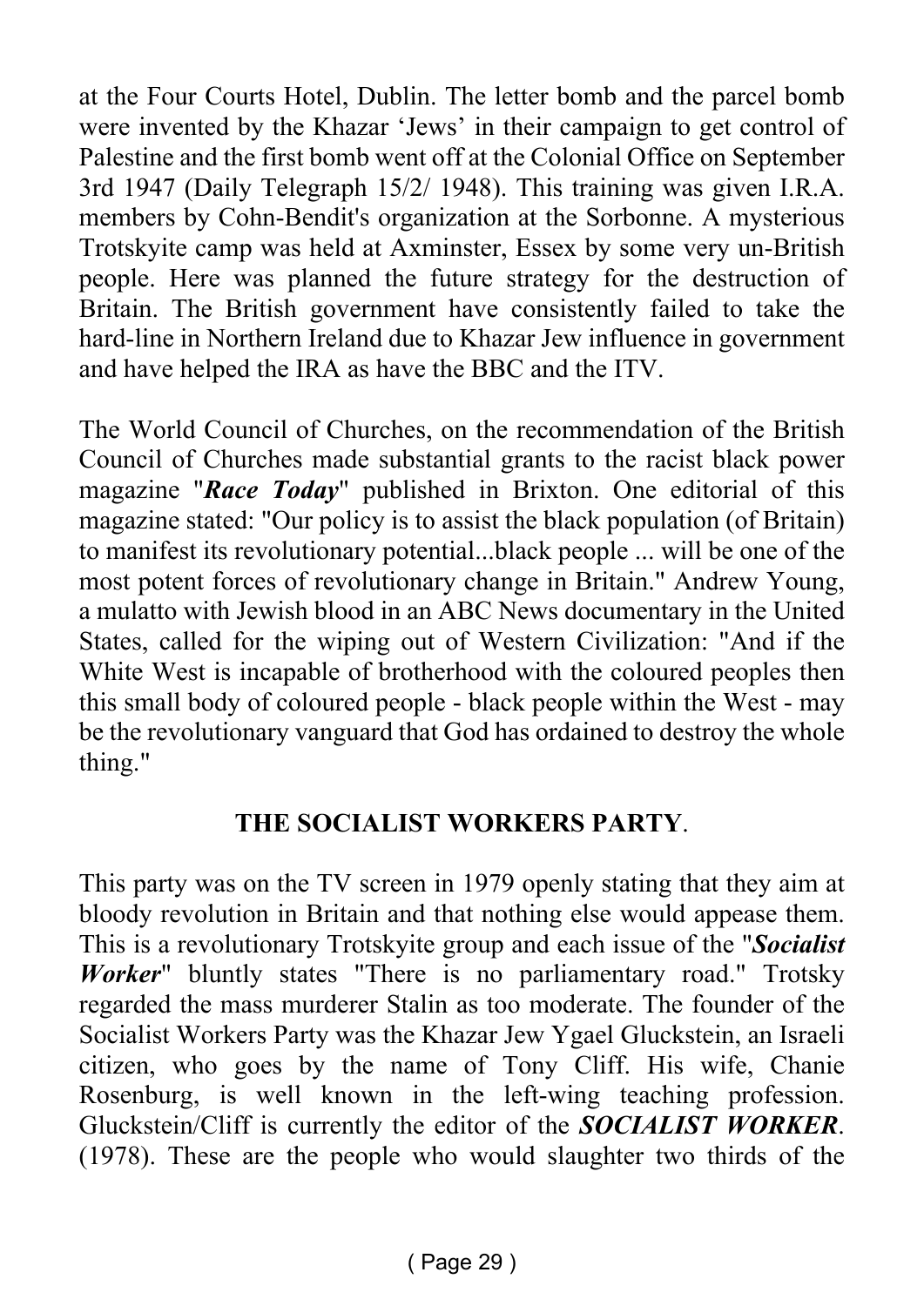at the Four Courts Hotel, Dublin. The letter bomb and the parcel bomb were invented by the Khazar 'Jews' in their campaign to get control of Palestine and the first bomb went off at the Colonial Office on September 3rd 1947 (Daily Telegraph 15/2/ 1948). This training was given I.R.A. members by Cohn-Bendit's organization at the Sorbonne. A mysterious Trotskyite camp was held at Axminster, Essex by some very un-British people. Here was planned the future strategy for the destruction of Britain. The British government have consistently failed to take the hard-line in Northern Ireland due to Khazar Jew influence in government and have helped the IRA as have the BBC and the ITV.

The World Council of Churches, on the recommendation of the British Council of Churches made substantial grants to the racist black power magazine "***Race Today***" published in Brixton. One editorial of this magazine stated: "Our policy is to assist the black population (of Britain) to manifest its revolutionary potential...black people ... will be one of the most potent forces of revolutionary change in Britain." Andrew Young, a mulatto with Jewish blood in an ABC News documentary in the United States, called for the wiping out of Western Civilization: "And if the White West is incapable of brotherhood with the coloured peoples then this small body of coloured people - black people within the West - may be the revolutionary vanguard that God has ordained to destroy the whole thing."

## THE SOCIALIST WORKERS PARTY.

This party was on the TV screen in 1979 openly stating that they aim at bloody revolution in Britain and that nothing else would appease them. This is a revolutionary Trotskyite group and each issue of the "***Socialist Worker***" bluntly states "There is no parliamentary road." Trotsky regarded the mass murderer Stalin as too moderate. The founder of the Socialist Workers Party was the Khazar Jew Ygael Gluckstein, an Israeli citizen, who goes by the name of Tony Cliff. His wife, Chanie Rosenburg, is well known in the left-wing teaching profession. Gluckstein/Cliff is currently the editor of the ***SOCIALIST WORKER***. (1978). These are the people who would slaughter two thirds of the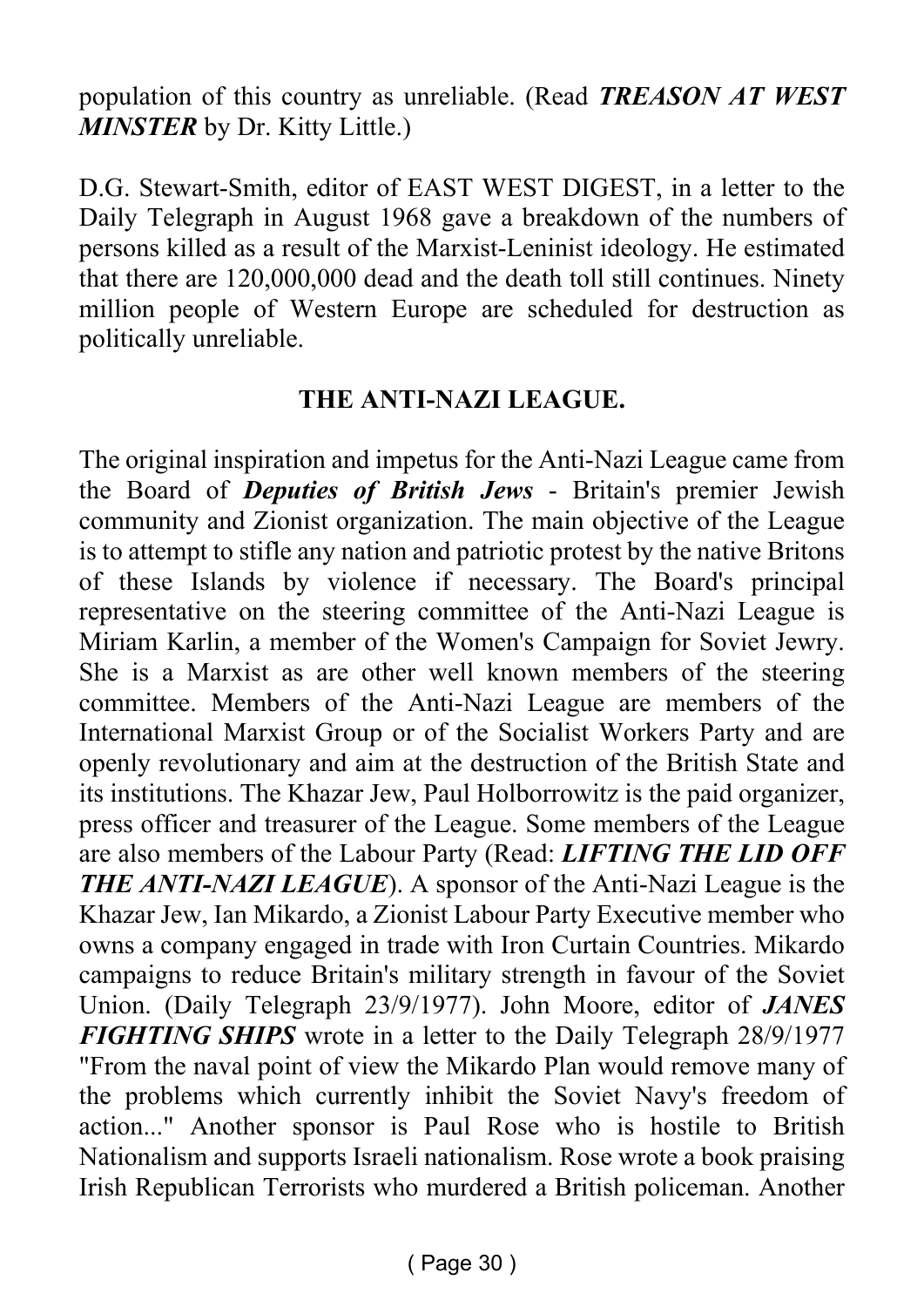population of this country as unreliable. (Read ***TREASON AT WEST MINSTER*** by Dr. Kitty Little.)

D.G. Stewart-Smith, editor of EAST WEST DIGEST, in a letter to the Daily Telegraph in August 1968 gave a breakdown of the numbers of persons killed as a result of the Marxist-Leninist ideology. He estimated that there are 120,000,000 dead and the death toll still continues. Ninety million people of Western Europe are scheduled for destruction as politically unreliable.

## THE ANTI-NAZI LEAGUE.

The original inspiration and impetus for the Anti-Nazi League came from the Board of ***Deputies of British Jews*** - Britain's premier Jewish community and Zionist organization. The main objective of the League is to attempt to stifle any nation and patriotic protest by the native Britons of these Islands by violence if necessary. The Board's principal representative on the steering committee of the Anti-Nazi League is Miriam Karlin, a member of the Women's Campaign for Soviet Jewry. She is a Marxist as are other well known members of the steering committee. Members of the Anti-Nazi League are members of the International Marxist Group or of the Socialist Workers Party and are openly revolutionary and aim at the destruction of the British State and its institutions. The Khazar Jew, Paul Holborrowitz is the paid organizer, press officer and treasurer of the League. Some members of the League are also members of the Labour Party (Read: ***LIFTING THE LID OFF THE ANTI-NAZI LEAGUE***). A sponsor of the Anti-Nazi League is the Khazar Jew, Ian Mikardo, a Zionist Labour Party Executive member who owns a company engaged in trade with Iron Curtain Countries. Mikardo campaigns to reduce Britain's military strength in favour of the Soviet Union. (Daily Telegraph 23/9/1977). John Moore, editor of ***JANES FIGHTING SHIPS*** wrote in a letter to the Daily Telegraph 28/9/1977 "From the naval point of view the Mikardo Plan would remove many of the problems which currently inhibit the Soviet Navy's freedom of action..." Another sponsor is Paul Rose who is hostile to British Nationalism and supports Israeli nationalism. Rose wrote a book praising Irish Republican Terrorists who murdered a British policeman. Another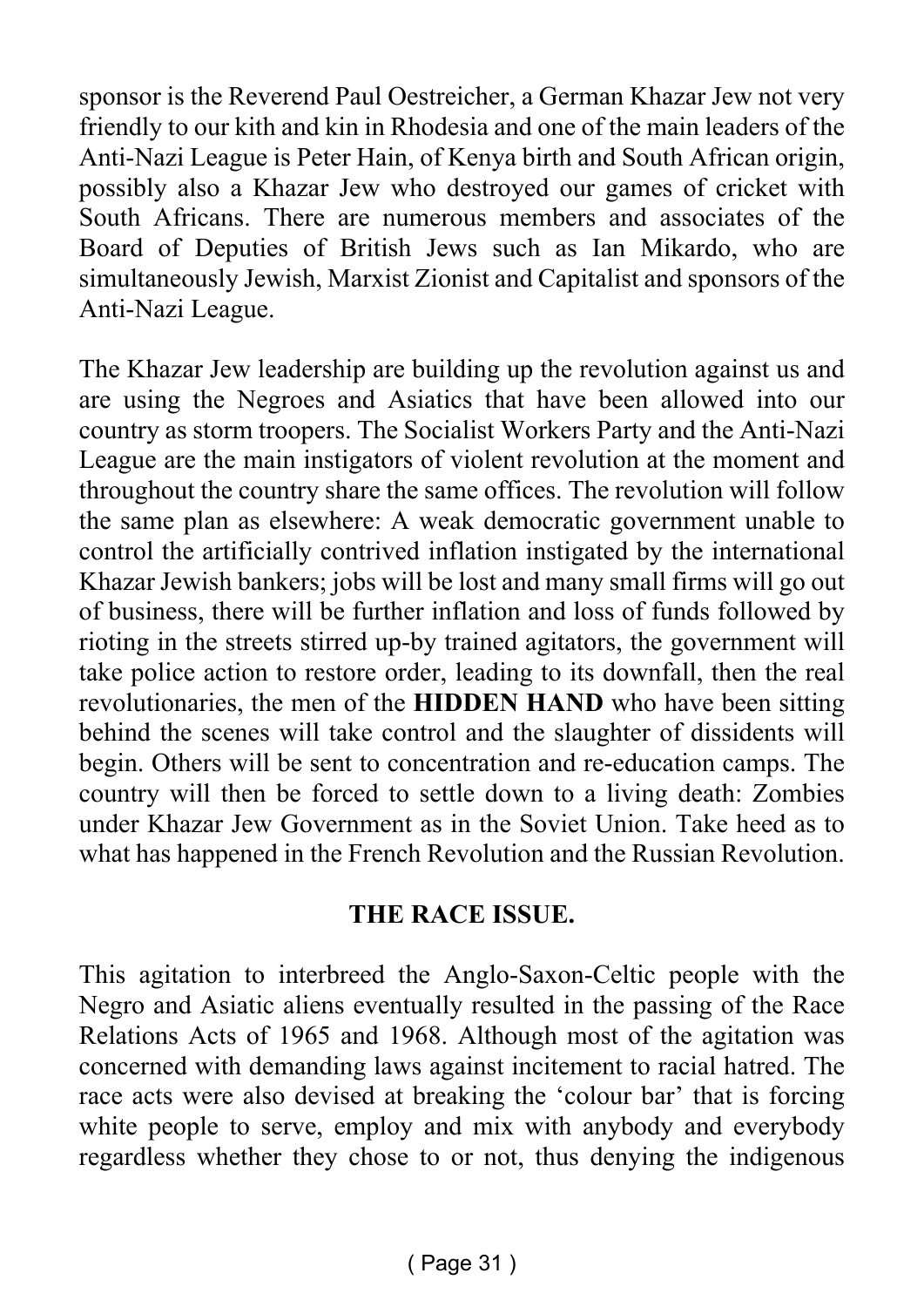sponsor is the Reverend Paul Oestreicher, a German Khazar Jew not very friendly to our kith and kin in Rhodesia and one of the main leaders of the Anti-Nazi League is Peter Hain, of Kenya birth and South African origin, possibly also a Khazar Jew who destroyed our games of cricket with South Africans. There are numerous members and associates of the Board of Deputies of British Jews such as Ian Mikardo, who are simultaneously Jewish, Marxist Zionist and Capitalist and sponsors of the Anti-Nazi League.

The Khazar Jew leadership are building up the revolution against us and are using the Negroes and Asiatics that have been allowed into our country as storm troopers. The Socialist Workers Party and the Anti-Nazi League are the main instigators of violent revolution at the moment and throughout the country share the same offices. The revolution will follow the same plan as elsewhere: A weak democratic government unable to control the artificially contrived inflation instigated by the international Khazar Jewish bankers; jobs will be lost and many small firms will go out of business, there will be further inflation and loss of funds followed by rioting in the streets stirred up-by trained agitators, the government will take police action to restore order, leading to its downfall, then the real revolutionaries, the men of the **HIDDEN HAND** who have been sitting behind the scenes will take control and the slaughter of dissidents will begin. Others will be sent to concentration and re-education camps. The country will then be forced to settle down to a living death: Zombies under Khazar Jew Government as in the Soviet Union. Take heed as to what has happened in the French Revolution and the Russian Revolution.

## THE RACE ISSUE.

This agitation to interbreed the Anglo-Saxon-Celtic people with the Negro and Asiatic aliens eventually resulted in the passing of the Race Relations Acts of 1965 and 1968. Although most of the agitation was concerned with demanding laws against incitement to racial hatred. The race acts were also devised at breaking the 'colour bar' that is forcing white people to serve, employ and mix with anybody and everybody regardless whether they chose to or not, thus denying the indigenous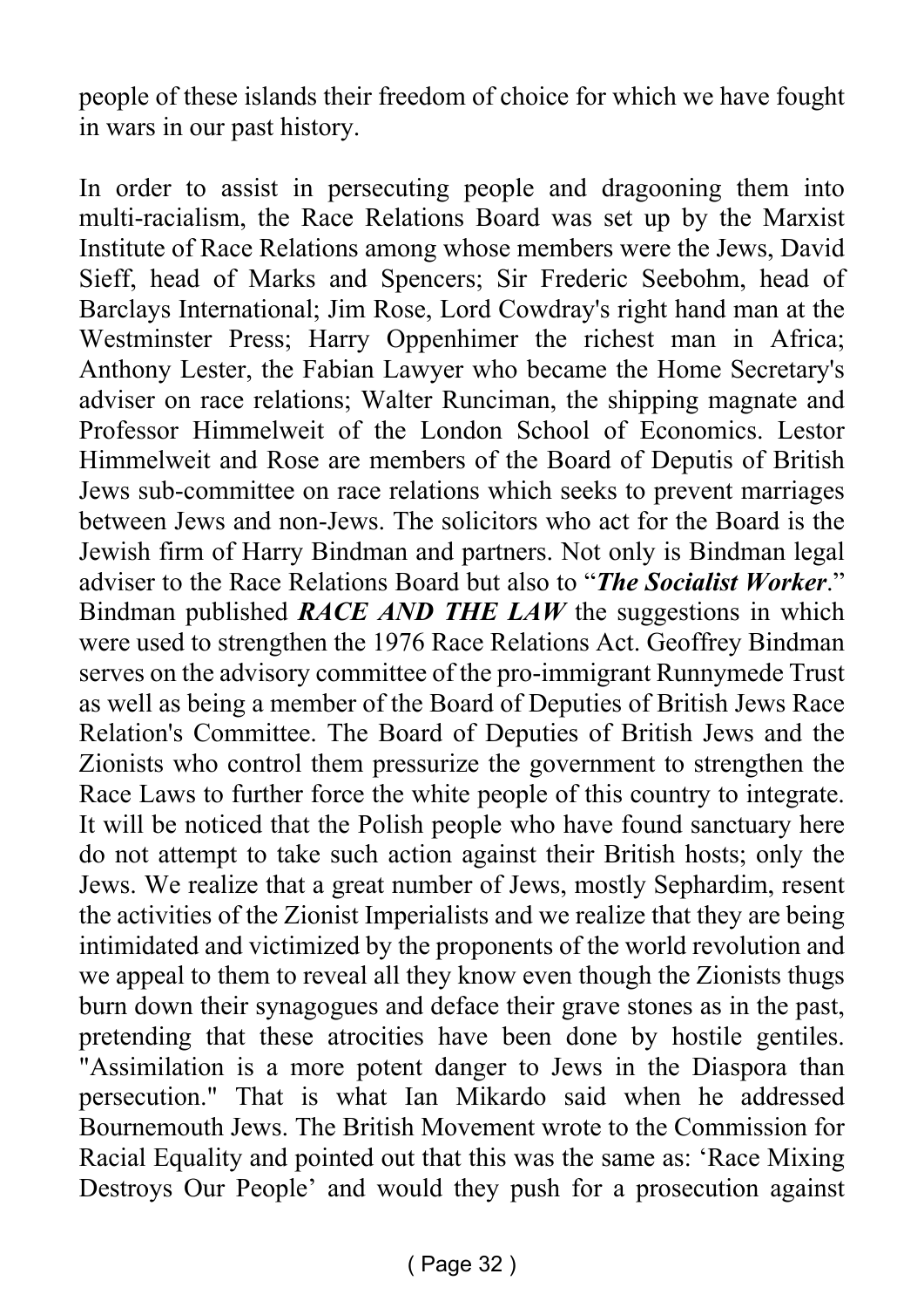people of these islands their freedom of choice for which we have fought in wars in our past history.

In order to assist in persecuting people and dragooning them into multi-racialism, the Race Relations Board was set up by the Marxist Institute of Race Relations among whose members were the Jews, David Sieff, head of Marks and Spencers; Sir Frederic Seebohm, head of Barclays International; Jim Rose, Lord Cowdray's right hand man at the Westminster Press; Harry Oppenhimer the richest man in Africa; Anthony Lester, the Fabian Lawyer who became the Home Secretary's adviser on race relations; Walter Runciman, the shipping magnate and Professor Himmelweit of the London School of Economics. Lestor Himmelweit and Rose are members of the Board of Deputis of British Jews sub-committee on race relations which seeks to prevent marriages between Jews and non-Jews. The solicitors who act for the Board is the Jewish firm of Harry Bindman and partners. Not only is Bindman legal adviser to the Race Relations Board but also to "***The Socialist Worker***." Bindman published ***RACE AND THE LAW*** the suggestions in which were used to strengthen the 1976 Race Relations Act. Geoffrey Bindman serves on the advisory committee of the pro-immigrant Runnymede Trust as well as being a member of the Board of Deputies of British Jews Race Relation's Committee. The Board of Deputies of British Jews and the Zionists who control them pressurize the government to strengthen the Race Laws to further force the white people of this country to integrate. It will be noticed that the Polish people who have found sanctuary here do not attempt to take such action against their British hosts; only the Jews. We realize that a great number of Jews, mostly Sephardim, resent the activities of the Zionist Imperialists and we realize that they are being intimidated and victimized by the proponents of the world revolution and we appeal to them to reveal all they know even though the Zionists thugs burn down their synagogues and deface their grave stones as in the past, pretending that these atrocities have been done by hostile gentiles. "Assimilation is a more potent danger to Jews in the Diaspora than persecution." That is what Ian Mikardo said when he addressed Bournemouth Jews. The British Movement wrote to the Commission for Racial Equality and pointed out that this was the same as: 'Race Mixing Destroys Our People' and would they push for a prosecution against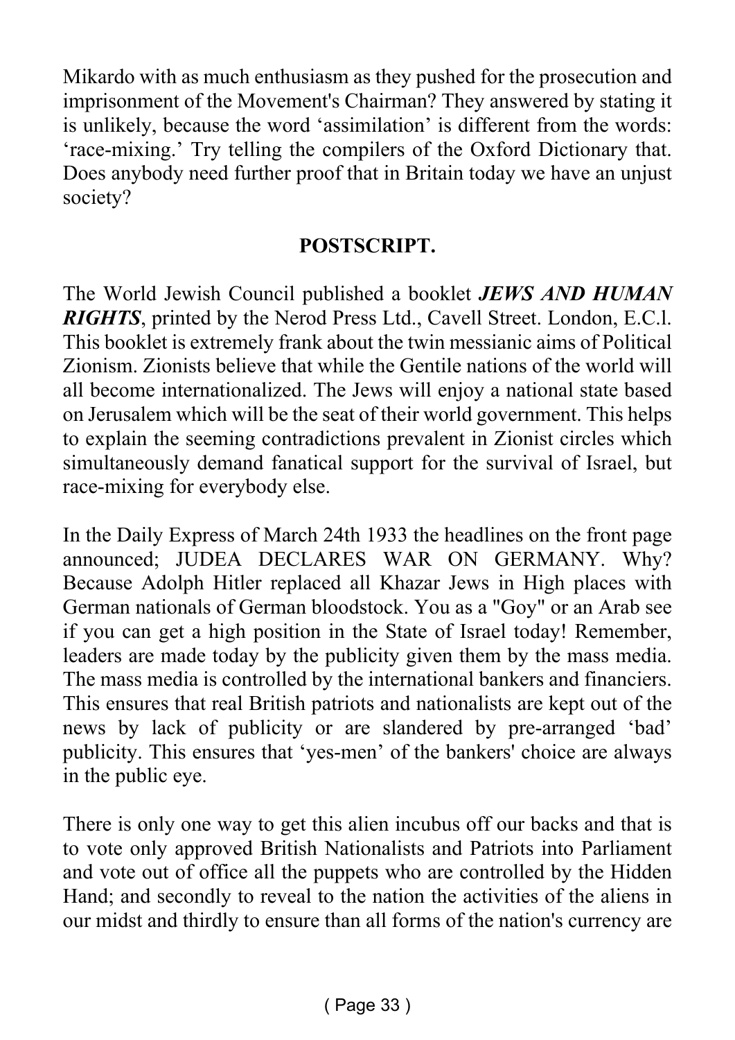Mikardo with as much enthusiasm as they pushed for the prosecution and imprisonment of the Movement's Chairman? They answered by stating it is unlikely, because the word 'assimilation' is different from the words: 'race-mixing.' Try telling the compilers of the Oxford Dictionary that. Does anybody need further proof that in Britain today we have an unjust society?

**POSTSCRIPT.**

The World Jewish Council published a booklet ***JEWS AND HUMAN RIGHTS***, printed by the Nerod Press Ltd., Cavell Street. London, E.C.l. This booklet is extremely frank about the twin messianic aims of Political Zionism. Zionists believe that while the Gentile nations of the world will all become internationalized. The Jews will enjoy a national state based on Jerusalem which will be the seat of their world government. This helps to explain the seeming contradictions prevalent in Zionist circles which simultaneously demand fanatical support for the survival of Israel, but race-mixing for everybody else.

In the Daily Express of March 24th 1933 the headlines on the front page announced; JUDEA DECLARES WAR ON GERMANY. Why? Because Adolph Hitler replaced all Khazar Jews in High places with German nationals of German bloodstock. You as a "Goy" or an Arab see if you can get a high position in the State of Israel today! Remember, leaders are made today by the publicity given them by the mass media. The mass media is controlled by the international bankers and financiers. This ensures that real British patriots and nationalists are kept out of the news by lack of publicity or are slandered by pre-arranged 'bad' publicity. This ensures that 'yes-men' of the bankers' choice are always in the public eye.

There is only one way to get this alien incubus off our backs and that is to vote only approved British Nationalists and Patriots into Parliament and vote out of office all the puppets who are controlled by the Hidden Hand; and secondly to reveal to the nation the activities of the aliens in our midst and thirdly to ensure than all forms of the nation's currency are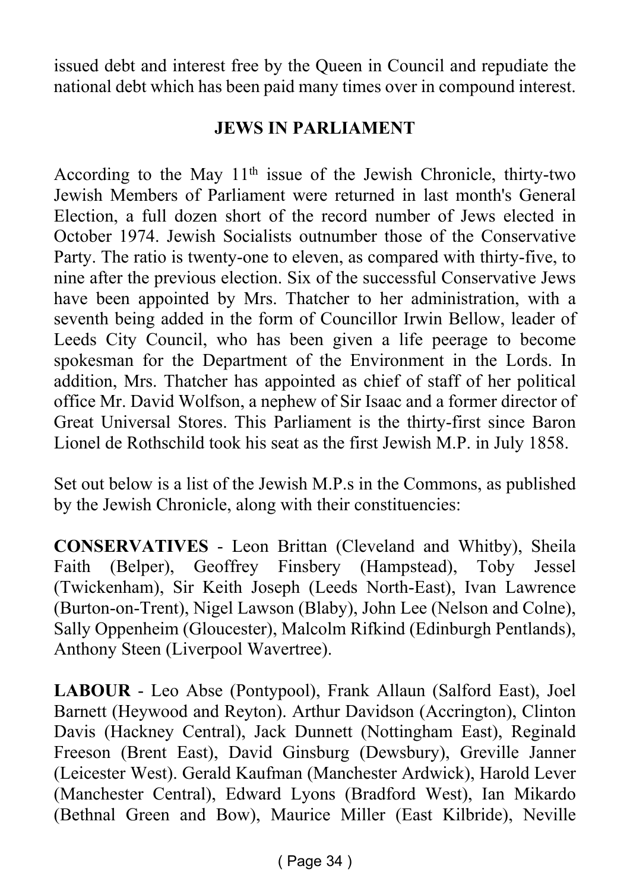issued debt and interest free by the Queen in Council and repudiate the national debt which has been paid many times over in compound interest.

## JEWS IN PARLIAMENT

According to the May 11th issue of the Jewish Chronicle, thirty-two Jewish Members of Parliament were returned in last month's General Election, a full dozen short of the record number of Jews elected in October 1974. Jewish Socialists outnumber those of the Conservative Party. The ratio is twenty-one to eleven, as compared with thirty-five, to nine after the previous election. Six of the successful Conservative Jews have been appointed by Mrs. Thatcher to her administration, with a seventh being added in the form of Councillor Irwin Bellow, leader of Leeds City Council, who has been given a life peerage to become spokesman for the Department of the Environment in the Lords. In addition, Mrs. Thatcher has appointed as chief of staff of her political office Mr. David Wolfson, a nephew of Sir Isaac and a former director of Great Universal Stores. This Parliament is the thirty-first since Baron Lionel de Rothschild took his seat as the first Jewish M.P. in July 1858.

Set out below is a list of the Jewish M.P.s in the Commons, as published by the Jewish Chronicle, along with their constituencies:

**CONSERVATIVES** - Leon Brittan (Cleveland and Whitby), Sheila Faith (Belper), Geoffrey Finsbery (Hampstead), Toby Jessel (Twickenham), Sir Keith Joseph (Leeds North-East), Ivan Lawrence (Burton-on-Trent), Nigel Lawson (Blaby), John Lee (Nelson and Colne), Sally Oppenheim (Gloucester), Malcolm Rifkind (Edinburgh Pentlands), Anthony Steen (Liverpool Wavertree).

**LABOUR** - Leo Abse (Pontypool), Frank Allaun (Salford East), Joel Barnett (Heywood and Reyton). Arthur Davidson (Accrington), Clinton Davis (Hackney Central), Jack Dunnett (Nottingham East), Reginald Freeson (Brent East), David Ginsburg (Dewsbury), Greville Janner (Leicester West). Gerald Kaufman (Manchester Ardwick), Harold Lever (Manchester Central), Edward Lyons (Bradford West), Ian Mikardo (Bethnal Green and Bow), Maurice Miller (East Kilbride), Neville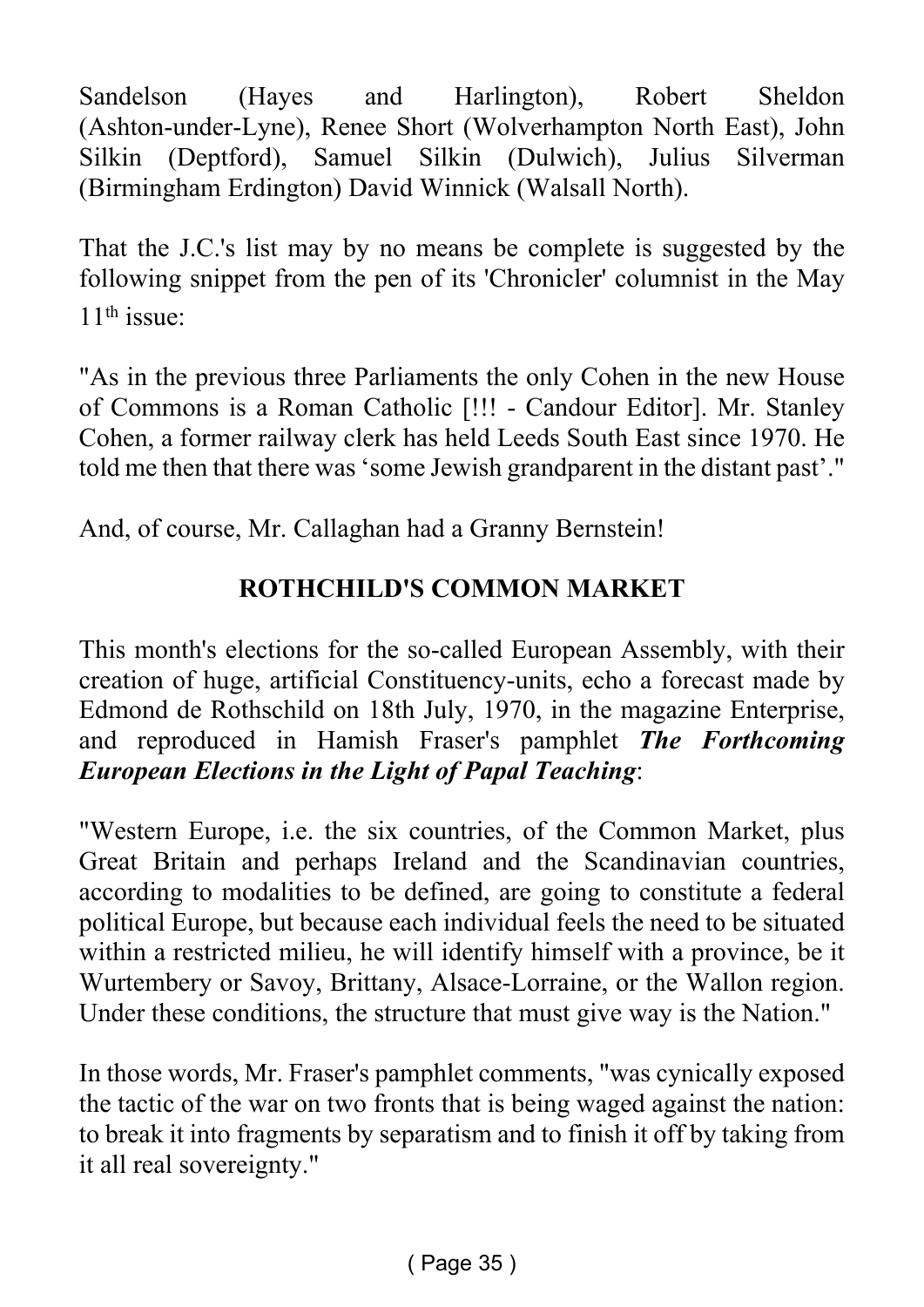Sandelson (Hayes and Harlington), Robert Sheldon (Ashton-under-Lyne), Renee Short (Wolverhampton North East), John Silkin (Deptford), Samuel Silkin (Dulwich), Julius Silverman (Birmingham Erdington) David Winnick (Walsall North).

That the J.C.'s list may by no means be complete is suggested by the following snippet from the pen of its 'Chronicler' columnist in the May 11th issue:

"As in the previous three Parliaments the only Cohen in the new House of Commons is a Roman Catholic [!!! - Candour Editor]. Mr. Stanley Cohen, a former railway clerk has held Leeds South East since 1970. He told me then that there was 'some Jewish grandparent in the distant past'."

And, of course, Mr. Callaghan had a Granny Bernstein!

## ROTHCHILD'S COMMON MARKET

This month's elections for the so-called European Assembly, with their creation of huge, artificial Constituency-units, echo a forecast made by Edmond de Rothschild on 18th July, 1970, in the magazine Enterprise, and reproduced in Hamish Fraser's pamphlet ***The Forthcoming European Elections in the Light of Papal Teaching***:

"Western Europe, i.e. the six countries, of the Common Market, plus Great Britain and perhaps Ireland and the Scandinavian countries, according to modalities to be defined, are going to constitute a federal political Europe, but because each individual feels the need to be situated within a restricted milieu, he will identify himself with a province, be it Wurtembery or Savoy, Brittany, Alsace-Lorraine, or the Wallon region. Under these conditions, the structure that must give way is the Nation."

In those words, Mr. Fraser's pamphlet comments, "was cynically exposed the tactic of the war on two fronts that is being waged against the nation: to break it into fragments by separatism and to finish it off by taking from it all real sovereignty."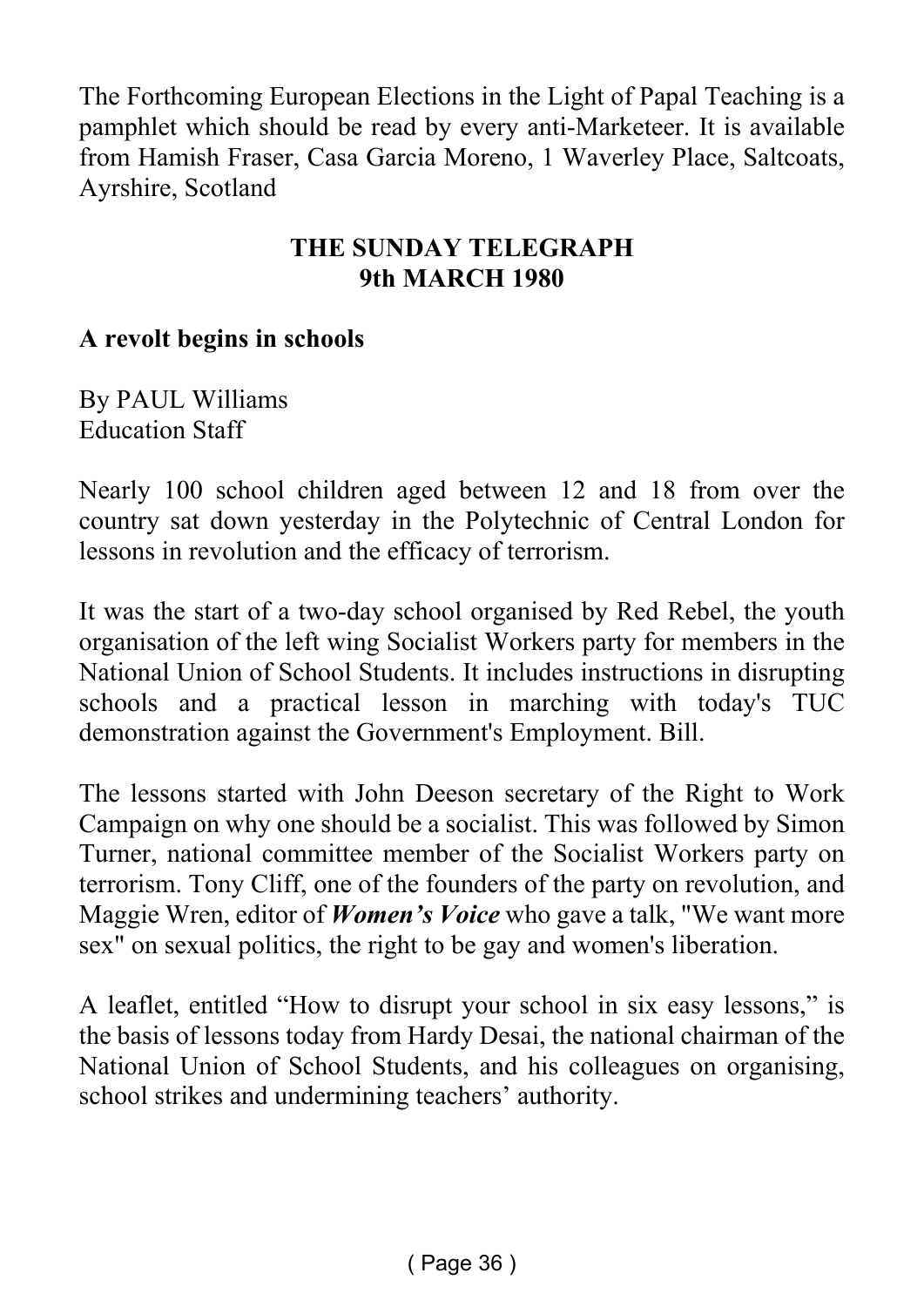The Forthcoming European Elections in the Light of Papal Teaching is a pamphlet which should be read by every anti-Marketeer. It is available from Hamish Fraser, Casa Garcia Moreno, 1 Waverley Place, Saltcoats, Ayrshire, Scotland

**THE SUNDAY TELEGRAPH**
**9th MARCH 1980**

**A revolt begins in schools**

By PAUL Williams
Education Staff

Nearly 100 school children aged between 12 and 18 from over the country sat down yesterday in the Polytechnic of Central London for lessons in revolution and the efficacy of terrorism.

It was the start of a two-day school organised by Red Rebel, the youth organisation of the left wing Socialist Workers party for members in the National Union of School Students. It includes instructions in disrupting schools and a practical lesson in marching with today's TUC demonstration against the Government's Employment. Bill.

The lessons started with John Deeson secretary of the Right to Work Campaign on why one should be a socialist. This was followed by Simon Turner, national committee member of the Socialist Workers party on terrorism. Tony Cliff, one of the founders of the party on revolution, and Maggie Wren, editor of ***Women's Voice*** who gave a talk, "We want more sex" on sexual politics, the right to be gay and women's liberation.

A leaflet, entitled "How to disrupt your school in six easy lessons," is the basis of lessons today from Hardy Desai, the national chairman of the National Union of School Students, and his colleagues on organising, school strikes and undermining teachers' authority.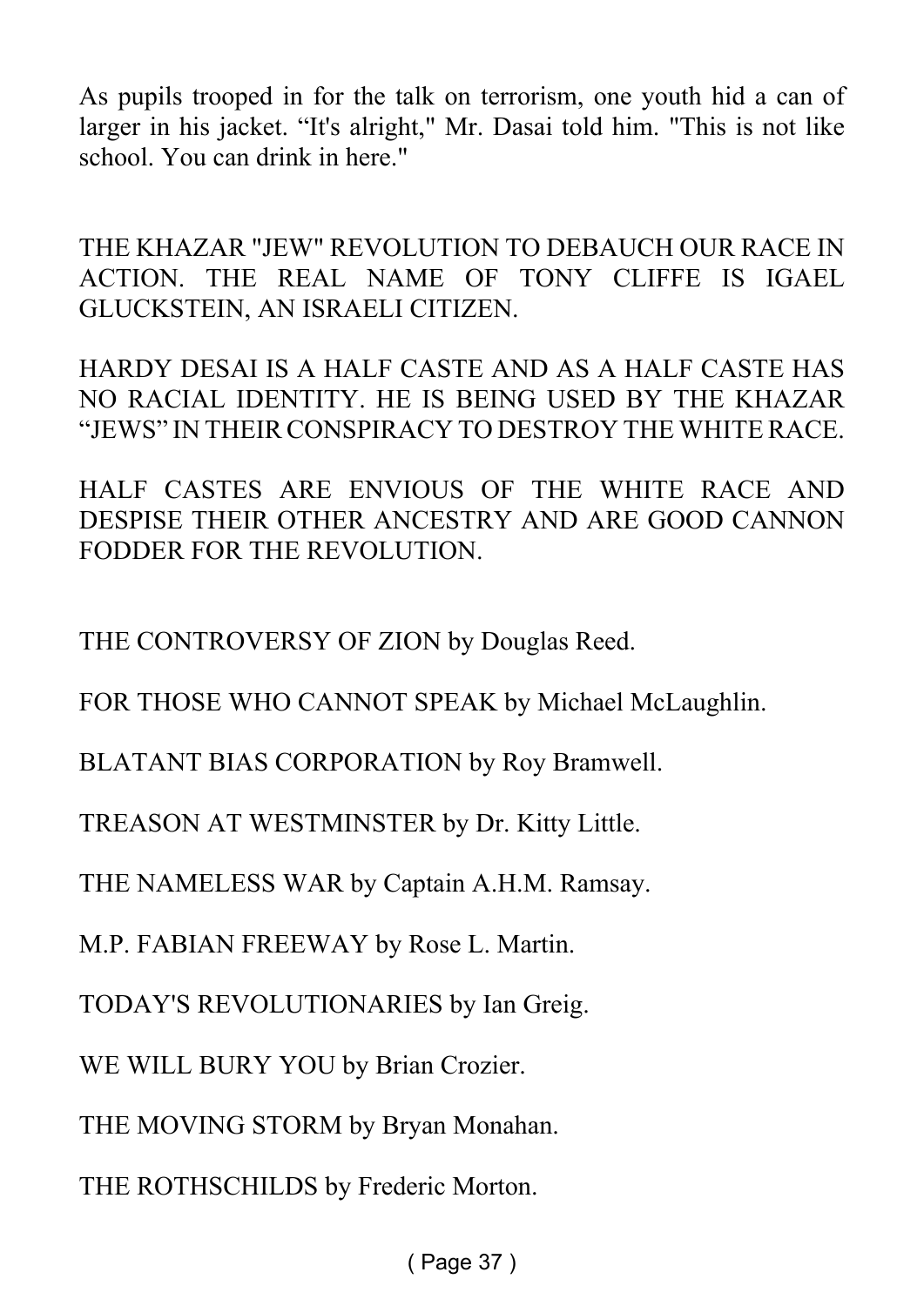As pupils trooped in for the talk on terrorism, one youth hid a can of larger in his jacket. "It's alright," Mr. Dasai told him. "This is not like school. You can drink in here."

THE KHAZAR "JEW" REVOLUTION TO DEBAUCH OUR RACE IN ACTION. THE REAL NAME OF TONY CLIFFE IS IGAEL GLUCKSTEIN, AN ISRAELI CITIZEN.

HARDY DESAI IS A HALF CASTE AND AS A HALF CASTE HAS NO RACIAL IDENTITY. HE IS BEING USED BY THE KHAZAR "JEWS" IN THEIR CONSPIRACY TO DESTROY THE WHITE RACE.

HALF CASTES ARE ENVIOUS OF THE WHITE RACE AND DESPISE THEIR OTHER ANCESTRY AND ARE GOOD CANNON FODDER FOR THE REVOLUTION.

THE CONTROVERSY OF ZION by Douglas Reed.

FOR THOSE WHO CANNOT SPEAK by Michael McLaughlin.

BLATANT BIAS CORPORATION by Roy Bramwell.

TREASON AT WESTMINSTER by Dr. Kitty Little.

THE NAMELESS WAR by Captain A.H.M. Ramsay.

M.P. FABIAN FREEWAY by Rose L. Martin.

TODAY'S REVOLUTIONARIES by Ian Greig.

WE WILL BURY YOU by Brian Crozier.

THE MOVING STORM by Bryan Monahan.

THE ROTHSCHILDS by Frederic Morton.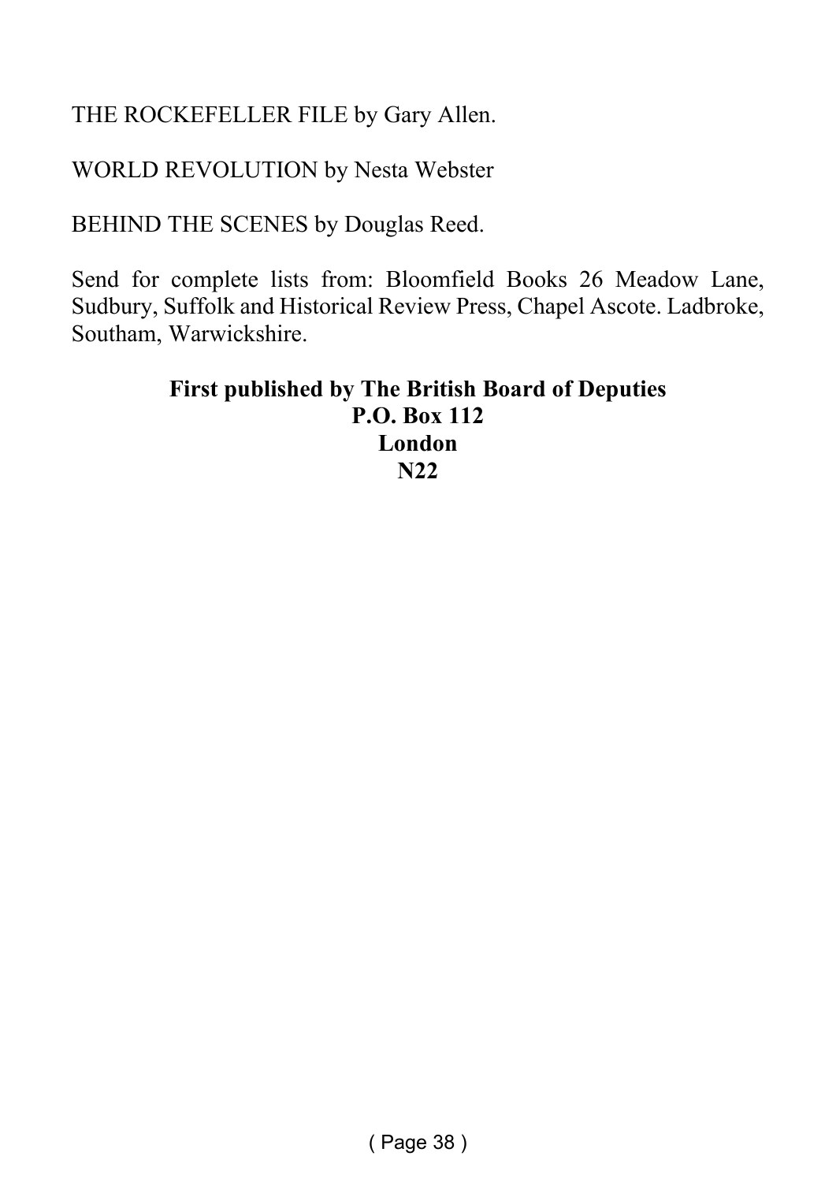THE ROCKEFELLER FILE by Gary Allen.

WORLD REVOLUTION by Nesta Webster

BEHIND THE SCENES by Douglas Reed.

Send for complete lists from: Bloomfield Books 26 Meadow Lane, Sudbury, Suffolk and Historical Review Press, Chapel Ascote. Ladbroke, Southam, Warwickshire.

**First published by The British Board of Deputies**
**P.O. Box 112**
**London**
**N22**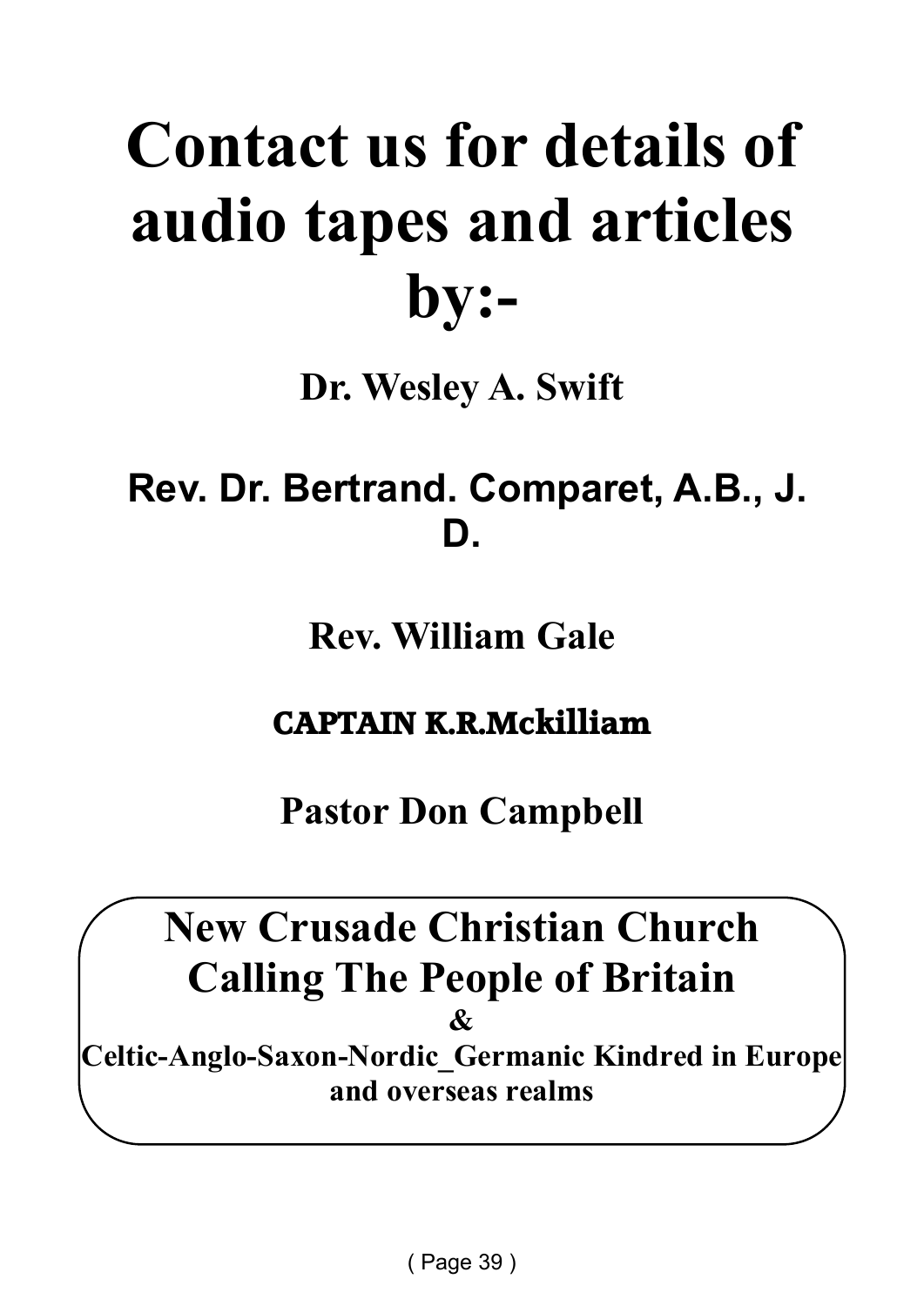# Contact us for details of audio tapes and articles by:-

**Dr. Wesley A. Swift**

**Rev. Dr. Bertrand. Comparet, A.B., J. D.**

**Rev. William Gale**

**CAPTAIN K.R.Mckilliam**

**Pastor Don Campbell**

## New Crusade Christian Church
## Calling The People of Britain

**&**

**Celtic-Anglo-Saxon-Nordic_Germanic Kindred in Europe and overseas realms**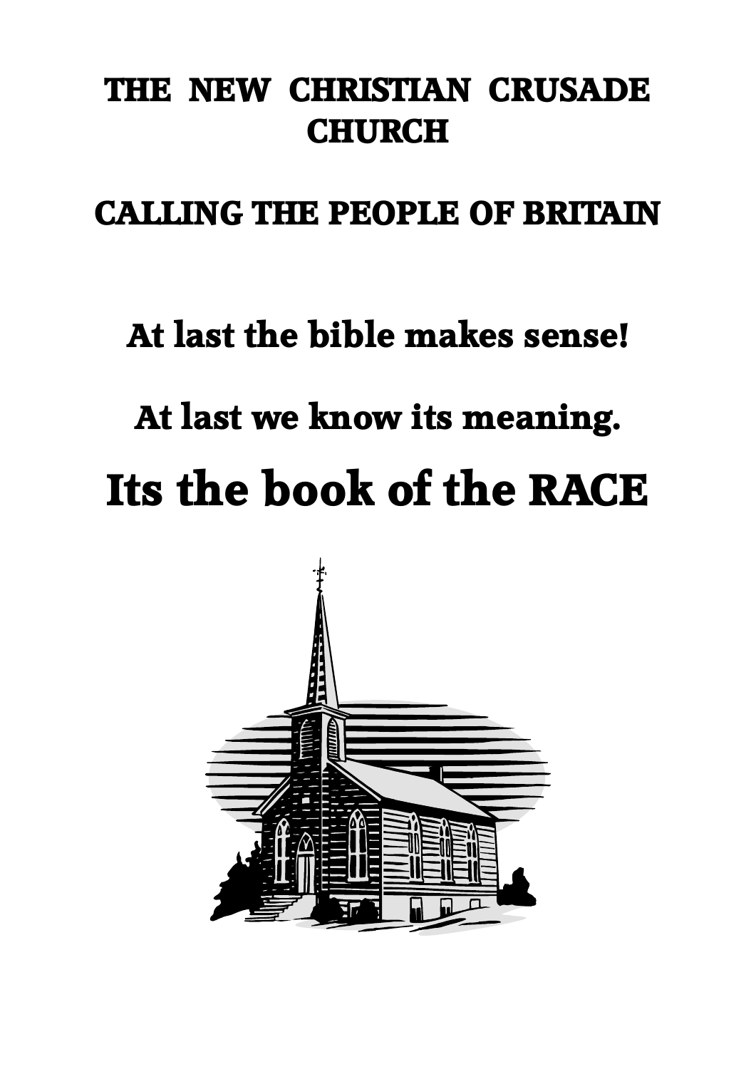# THE NEW CHRISTIAN CRUSADE CHURCH

## CALLING THE PEOPLE OF BRITAIN

**At last the bible makes sense!**

**At last we know its meaning.**

# Its the book of the RACE